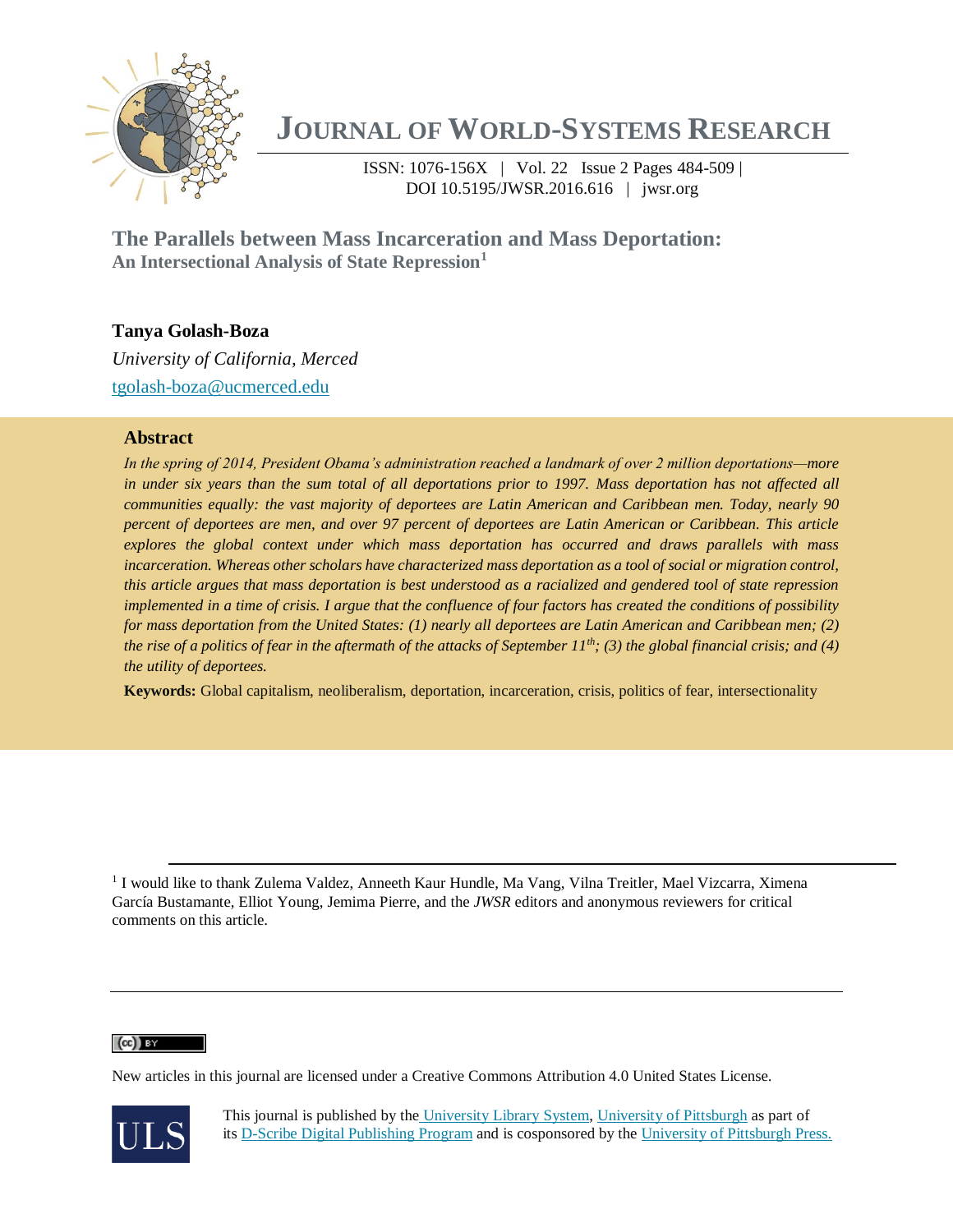# Journal of World-Systems Research

ISSN: 1076-156X | Vol. 22 Issue 2 Pages 484-509 | DOI 10.5195/JWSR.2016.616 | jwsr.org

## The Parallels between Mass Incarceration and Mass Deportation:
### An Intersectional Analysis of State Repression[1]

**Tanya Golash-Boza**

*University of California, Merced*

tgolash-boza@ucmerced.edu

### Abstract

*In the spring of 2014, President Obama's administration reached a landmark of over 2 million deportations—more in under six years than the sum total of all deportations prior to 1997. Mass deportation has not affected all communities equally: the vast majority of deportees are Latin American and Caribbean men. Today, nearly 90 percent of deportees are men, and over 97 percent of deportees are Latin American or Caribbean. This article explores the global context under which mass deportation has occurred and draws parallels with mass incarceration. Whereas other scholars have characterized mass deportation as a tool of social or migration control, this article argues that mass deportation is best understood as a racialized and gendered tool of state repression implemented in a time of crisis. I argue that the confluence of four factors has created the conditions of possibility for mass deportation from the United States: (1) nearly all deportees are Latin American and Caribbean men; (2) the rise of a politics of fear in the aftermath of the attacks of September 11th; (3) the global financial crisis; and (4) the utility of deportees.*

**Keywords:** Global capitalism, neoliberalism, deportation, incarceration, crisis, politics of fear, intersectionality

---

[1] I would like to thank Zulema Valdez, Anneeth Kaur Hundle, Ma Vang, Vilna Treitler, Mael Vizcarra, Ximena García Bustamante, Elliot Young, Jemima Pierre, and the *JWSR* editors and anonymous reviewers for critical comments on this article.

---

New articles in this journal are licensed under a Creative Commons Attribution 4.0 United States License.

This journal is published by the University Library System, University of Pittsburgh as part of its D-Scribe Digital Publishing Program and is cosponsored by the University of Pittsburgh Press.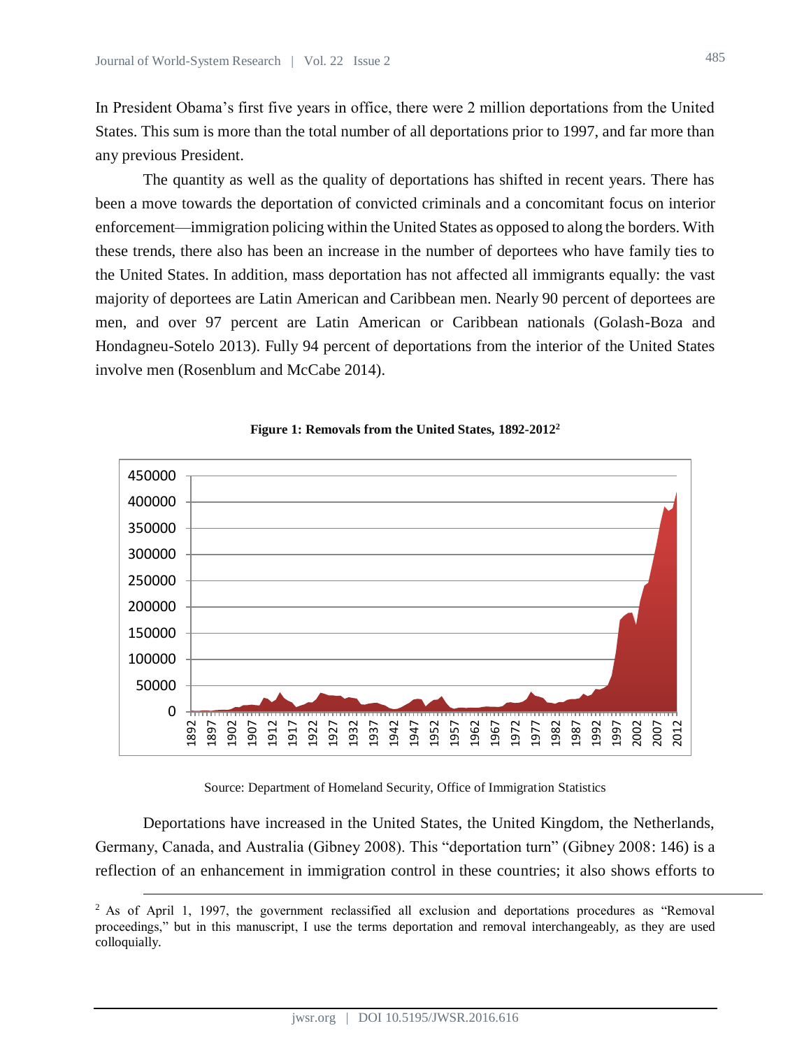In President Obama's first five years in office, there were 2 million deportations from the United States. This sum is more than the total number of all deportations prior to 1997, and far more than any previous President.

The quantity as well as the quality of deportations has shifted in recent years. There has been a move towards the deportation of convicted criminals and a concomitant focus on interior enforcement—immigration policing within the United States as opposed to along the borders. With these trends, there also has been an increase in the number of deportees who have family ties to the United States. In addition, mass deportation has not affected all immigrants equally: the vast majority of deportees are Latin American and Caribbean men. Nearly 90 percent of deportees are men, and over 97 percent are Latin American or Caribbean nationals (Golash-Boza and Hondagneu-Sotelo 2013). Fully 94 percent of deportations from the interior of the United States involve men (Rosenblum and McCabe 2014).

**Figure 1: Removals from the United States, 1892-2012[2]**

Source: Department of Homeland Security, Office of Immigration Statistics

Deportations have increased in the United States, the United Kingdom, the Netherlands, Germany, Canada, and Australia (Gibney 2008). This "deportation turn" (Gibney 2008: 146) is a reflection of an enhancement in immigration control in these countries; it also shows efforts to

[2] As of April 1, 1997, the government reclassified all exclusion and deportations procedures as "Removal proceedings," but in this manuscript, I use the terms deportation and removal interchangeably, as they are used colloquially.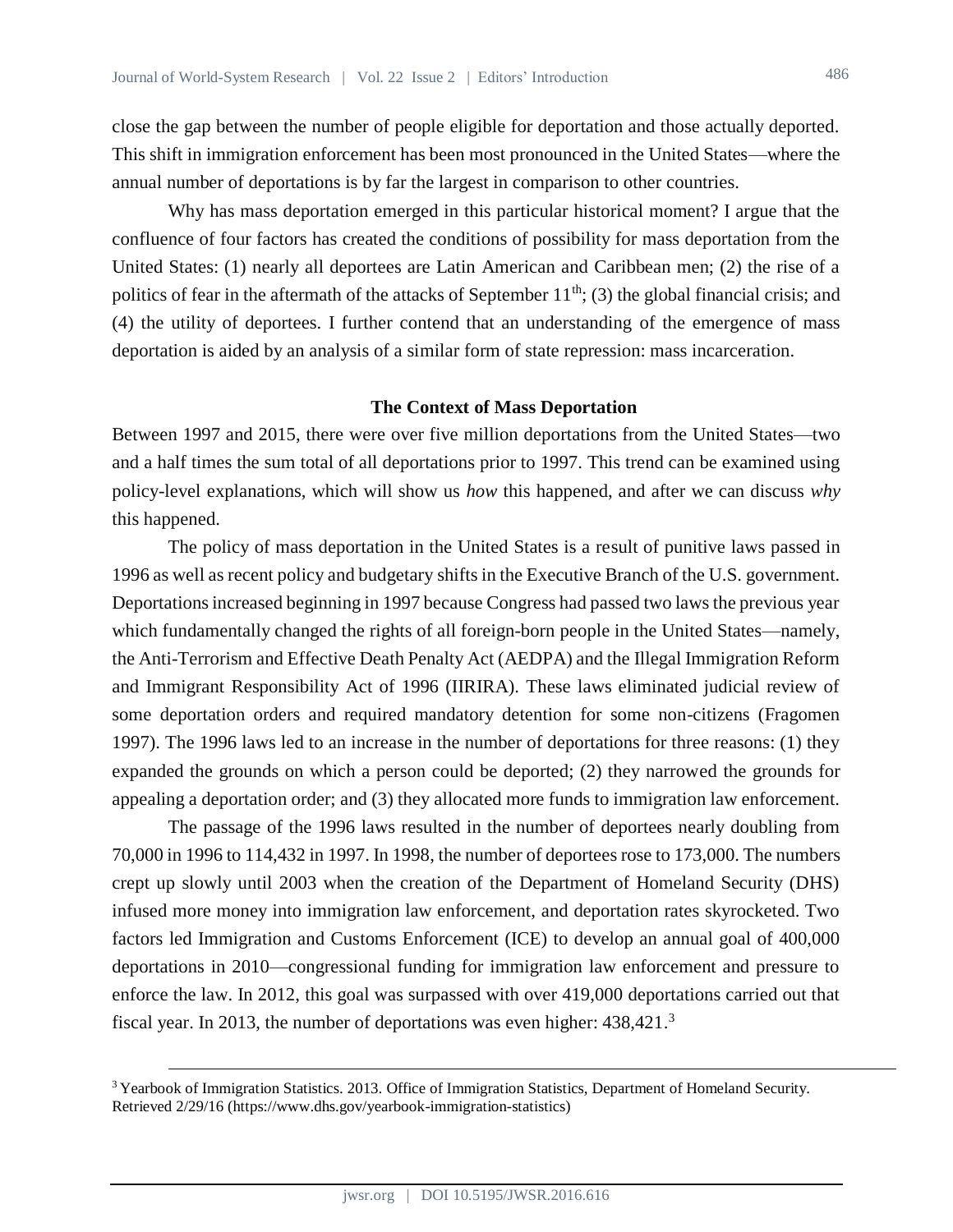close the gap between the number of people eligible for deportation and those actually deported. This shift in immigration enforcement has been most pronounced in the United States—where the annual number of deportations is by far the largest in comparison to other countries.

Why has mass deportation emerged in this particular historical moment? I argue that the confluence of four factors has created the conditions of possibility for mass deportation from the United States: (1) nearly all deportees are Latin American and Caribbean men; (2) the rise of a politics of fear in the aftermath of the attacks of September 11th; (3) the global financial crisis; and (4) the utility of deportees. I further contend that an understanding of the emergence of mass deportation is aided by an analysis of a similar form of state repression: mass incarceration.

## The Context of Mass Deportation

Between 1997 and 2015, there were over five million deportations from the United States—two and a half times the sum total of all deportations prior to 1997. This trend can be examined using policy-level explanations, which will show us *how* this happened, and after we can discuss *why* this happened.

The policy of mass deportation in the United States is a result of punitive laws passed in 1996 as well as recent policy and budgetary shifts in the Executive Branch of the U.S. government. Deportations increased beginning in 1997 because Congress had passed two laws the previous year which fundamentally changed the rights of all foreign-born people in the United States—namely, the Anti-Terrorism and Effective Death Penalty Act (AEDPA) and the Illegal Immigration Reform and Immigrant Responsibility Act of 1996 (IIRIRA). These laws eliminated judicial review of some deportation orders and required mandatory detention for some non-citizens (Fragomen 1997). The 1996 laws led to an increase in the number of deportations for three reasons: (1) they expanded the grounds on which a person could be deported; (2) they narrowed the grounds for appealing a deportation order; and (3) they allocated more funds to immigration law enforcement.

The passage of the 1996 laws resulted in the number of deportees nearly doubling from 70,000 in 1996 to 114,432 in 1997. In 1998, the number of deportees rose to 173,000. The numbers crept up slowly until 2003 when the creation of the Department of Homeland Security (DHS) infused more money into immigration law enforcement, and deportation rates skyrocketed. Two factors led Immigration and Customs Enforcement (ICE) to develop an annual goal of 400,000 deportations in 2010—congressional funding for immigration law enforcement and pressure to enforce the law. In 2012, this goal was surpassed with over 419,000 deportations carried out that fiscal year. In 2013, the number of deportations was even higher: 438,421.[3]

[3] Yearbook of Immigration Statistics. 2013. Office of Immigration Statistics, Department of Homeland Security. Retrieved 2/29/16 (https://www.dhs.gov/yearbook-immigration-statistics)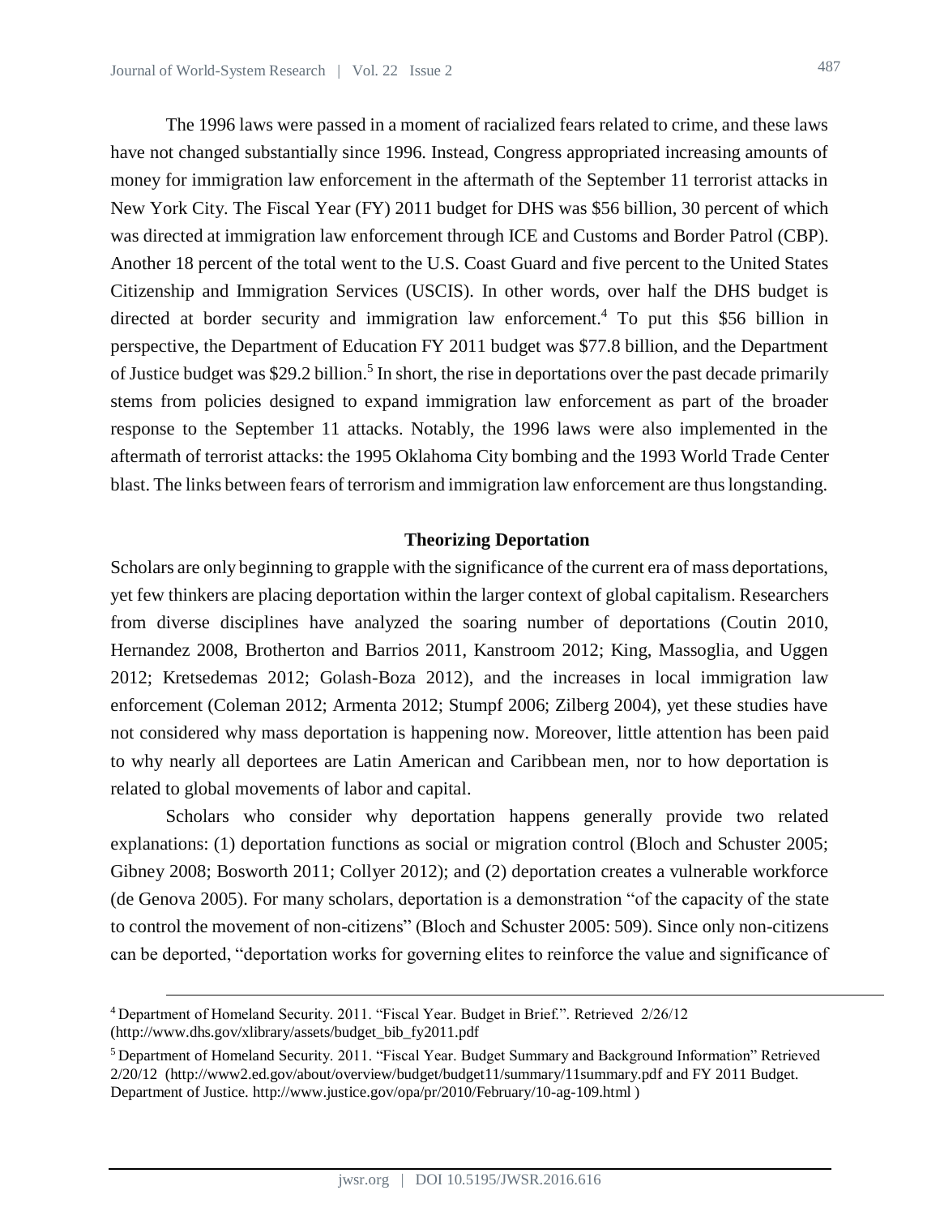The 1996 laws were passed in a moment of racialized fears related to crime, and these laws have not changed substantially since 1996. Instead, Congress appropriated increasing amounts of money for immigration law enforcement in the aftermath of the September 11 terrorist attacks in New York City. The Fiscal Year (FY) 2011 budget for DHS was $56 billion, 30 percent of which was directed at immigration law enforcement through ICE and Customs and Border Patrol (CBP). Another 18 percent of the total went to the U.S. Coast Guard and five percent to the United States Citizenship and Immigration Services (USCIS). In other words, over half the DHS budget is directed at border security and immigration law enforcement.[4] To put this $56 billion in perspective, the Department of Education FY 2011 budget was $77.8 billion, and the Department of Justice budget was $29.2 billion.[5] In short, the rise in deportations over the past decade primarily stems from policies designed to expand immigration law enforcement as part of the broader response to the September 11 attacks. Notably, the 1996 laws were also implemented in the aftermath of terrorist attacks: the 1995 Oklahoma City bombing and the 1993 World Trade Center blast. The links between fears of terrorism and immigration law enforcement are thus longstanding.

## Theorizing Deportation

Scholars are only beginning to grapple with the significance of the current era of mass deportations, yet few thinkers are placing deportation within the larger context of global capitalism. Researchers from diverse disciplines have analyzed the soaring number of deportations (Coutin 2010, Hernandez 2008, Brotherton and Barrios 2011, Kanstroom 2012; King, Massoglia, and Uggen 2012; Kretsedemas 2012; Golash-Boza 2012), and the increases in local immigration law enforcement (Coleman 2012; Armenta 2012; Stumpf 2006; Zilberg 2004), yet these studies have not considered why mass deportation is happening now. Moreover, little attention has been paid to why nearly all deportees are Latin American and Caribbean men, nor to how deportation is related to global movements of labor and capital.

Scholars who consider why deportation happens generally provide two related explanations: (1) deportation functions as social or migration control (Bloch and Schuster 2005; Gibney 2008; Bosworth 2011; Collyer 2012); and (2) deportation creates a vulnerable workforce (de Genova 2005). For many scholars, deportation is a demonstration "of the capacity of the state to control the movement of non-citizens" (Bloch and Schuster 2005: 509). Since only non-citizens can be deported, "deportation works for governing elites to reinforce the value and significance of

---

[4] Department of Homeland Security. 2011. "Fiscal Year. Budget in Brief.". Retrieved 2/26/12 (http://www.dhs.gov/xlibrary/assets/budget_bib_fy2011.pdf

[5] Department of Homeland Security. 2011. "Fiscal Year. Budget Summary and Background Information" Retrieved 2/20/12 (http://www2.ed.gov/about/overview/budget/budget11/summary/11summary.pdf and FY 2011 Budget. Department of Justice. http://www.justice.gov/opa/pr/2010/February/10-ag-109.html )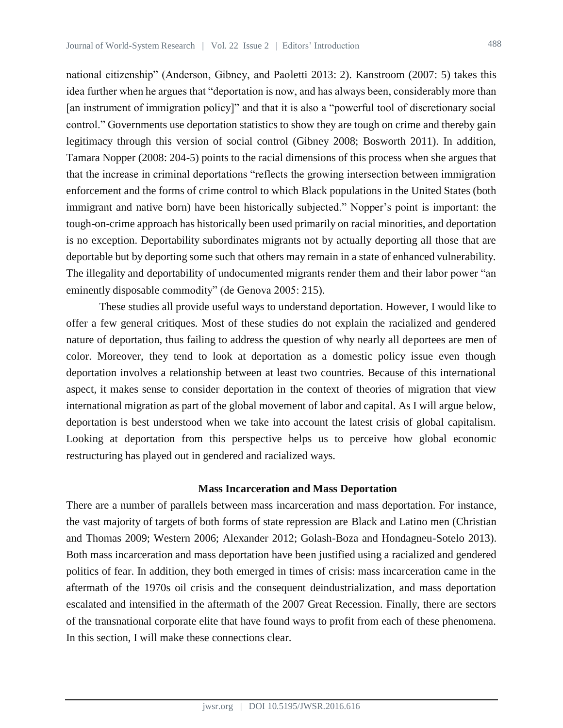national citizenship" (Anderson, Gibney, and Paoletti 2013: 2). Kanstroom (2007: 5) takes this idea further when he argues that "deportation is now, and has always been, considerably more than [an instrument of immigration policy]" and that it is also a "powerful tool of discretionary social control." Governments use deportation statistics to show they are tough on crime and thereby gain legitimacy through this version of social control (Gibney 2008; Bosworth 2011). In addition, Tamara Nopper (2008: 204-5) points to the racial dimensions of this process when she argues that that the increase in criminal deportations "reflects the growing intersection between immigration enforcement and the forms of crime control to which Black populations in the United States (both immigrant and native born) have been historically subjected." Nopper's point is important: the tough-on-crime approach has historically been used primarily on racial minorities, and deportation is no exception. Deportability subordinates migrants not by actually deporting all those that are deportable but by deporting some such that others may remain in a state of enhanced vulnerability. The illegality and deportability of undocumented migrants render them and their labor power "an eminently disposable commodity" (de Genova 2005: 215).

These studies all provide useful ways to understand deportation. However, I would like to offer a few general critiques. Most of these studies do not explain the racialized and gendered nature of deportation, thus failing to address the question of why nearly all deportees are men of color. Moreover, they tend to look at deportation as a domestic policy issue even though deportation involves a relationship between at least two countries. Because of this international aspect, it makes sense to consider deportation in the context of theories of migration that view international migration as part of the global movement of labor and capital. As I will argue below, deportation is best understood when we take into account the latest crisis of global capitalism. Looking at deportation from this perspective helps us to perceive how global economic restructuring has played out in gendered and racialized ways.

## Mass Incarceration and Mass Deportation

There are a number of parallels between mass incarceration and mass deportation. For instance, the vast majority of targets of both forms of state repression are Black and Latino men (Christian and Thomas 2009; Western 2006; Alexander 2012; Golash-Boza and Hondagneu-Sotelo 2013). Both mass incarceration and mass deportation have been justified using a racialized and gendered politics of fear. In addition, they both emerged in times of crisis: mass incarceration came in the aftermath of the 1970s oil crisis and the consequent deindustrialization, and mass deportation escalated and intensified in the aftermath of the 2007 Great Recession. Finally, there are sectors of the transnational corporate elite that have found ways to profit from each of these phenomena. In this section, I will make these connections clear.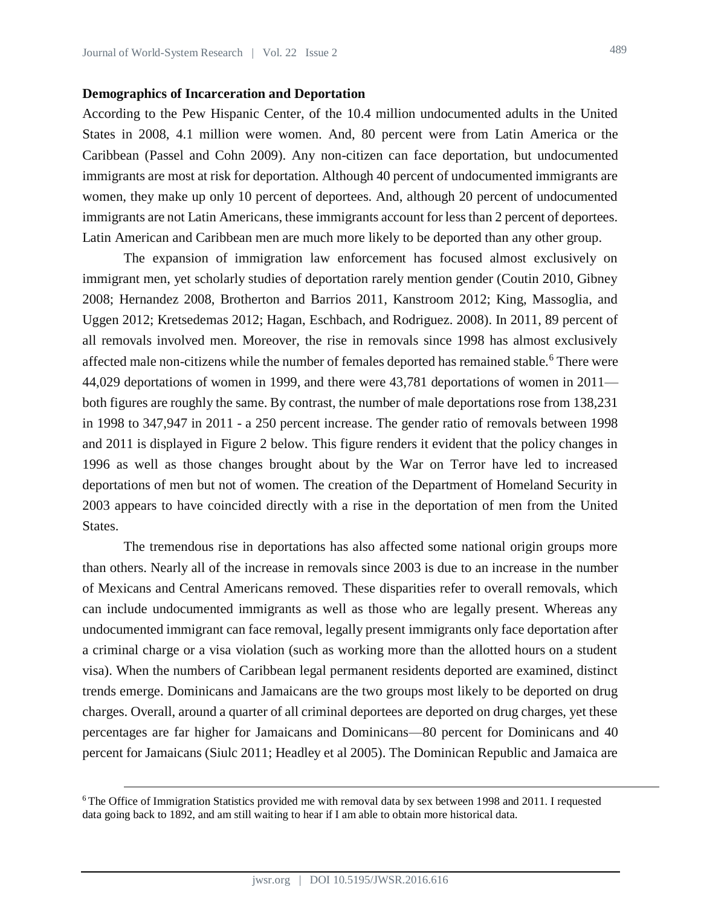**Demographics of Incarceration and Deportation**

According to the Pew Hispanic Center, of the 10.4 million undocumented adults in the United States in 2008, 4.1 million were women. And, 80 percent were from Latin America or the Caribbean (Passel and Cohn 2009). Any non-citizen can face deportation, but undocumented immigrants are most at risk for deportation. Although 40 percent of undocumented immigrants are women, they make up only 10 percent of deportees. And, although 20 percent of undocumented immigrants are not Latin Americans, these immigrants account for less than 2 percent of deportees. Latin American and Caribbean men are much more likely to be deported than any other group.

The expansion of immigration law enforcement has focused almost exclusively on immigrant men, yet scholarly studies of deportation rarely mention gender (Coutin 2010, Gibney 2008; Hernandez 2008, Brotherton and Barrios 2011, Kanstroom 2012; King, Massoglia, and Uggen 2012; Kretsedemas 2012; Hagan, Eschbach, and Rodriguez. 2008). In 2011, 89 percent of all removals involved men. Moreover, the rise in removals since 1998 has almost exclusively affected male non-citizens while the number of females deported has remained stable.[6] There were 44,029 deportations of women in 1999, and there were 43,781 deportations of women in 2011—both figures are roughly the same. By contrast, the number of male deportations rose from 138,231 in 1998 to 347,947 in 2011 - a 250 percent increase. The gender ratio of removals between 1998 and 2011 is displayed in Figure 2 below. This figure renders it evident that the policy changes in 1996 as well as those changes brought about by the War on Terror have led to increased deportations of men but not of women. The creation of the Department of Homeland Security in 2003 appears to have coincided directly with a rise in the deportation of men from the United States.

The tremendous rise in deportations has also affected some national origin groups more than others. Nearly all of the increase in removals since 2003 is due to an increase in the number of Mexicans and Central Americans removed. These disparities refer to overall removals, which can include undocumented immigrants as well as those who are legally present. Whereas any undocumented immigrant can face removal, legally present immigrants only face deportation after a criminal charge or a visa violation (such as working more than the allotted hours on a student visa). When the numbers of Caribbean legal permanent residents deported are examined, distinct trends emerge. Dominicans and Jamaicans are the two groups most likely to be deported on drug charges. Overall, around a quarter of all criminal deportees are deported on drug charges, yet these percentages are far higher for Jamaicans and Dominicans—80 percent for Dominicans and 40 percent for Jamaicans (Siulc 2011; Headley et al 2005). The Dominican Republic and Jamaica are

[6] The Office of Immigration Statistics provided me with removal data by sex between 1998 and 2011. I requested data going back to 1892, and am still waiting to hear if I am able to obtain more historical data.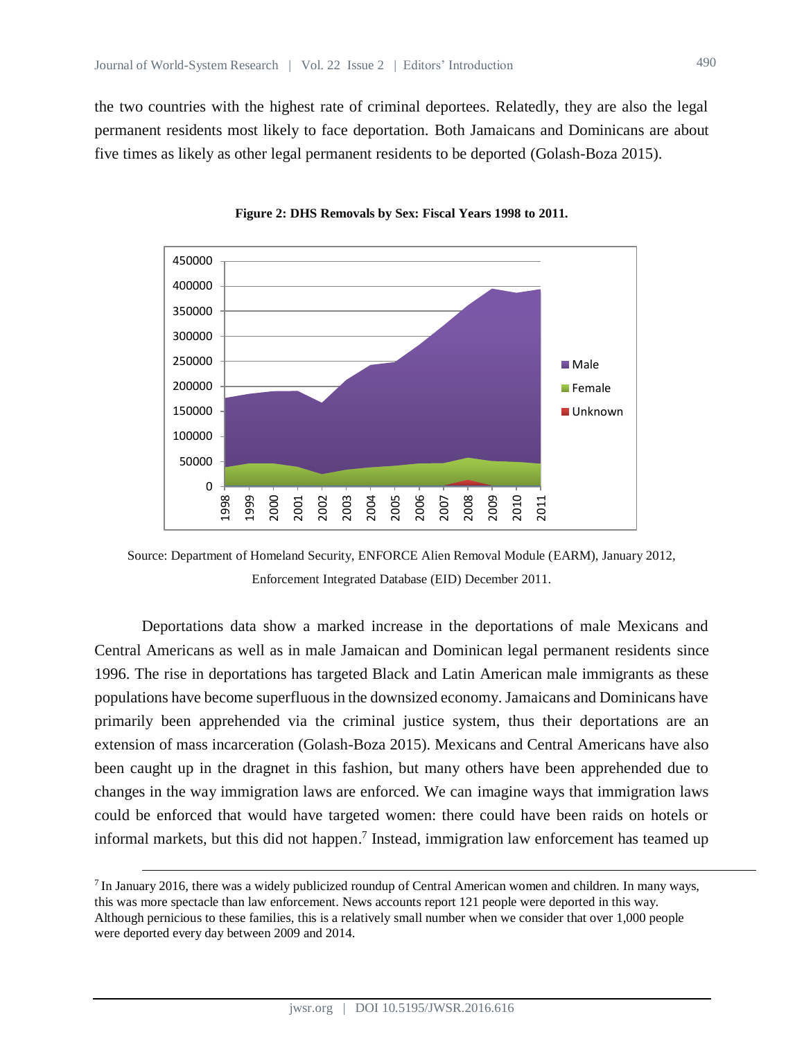the two countries with the highest rate of criminal deportees. Relatedly, they are also the legal permanent residents most likely to face deportation. Both Jamaicans and Dominicans are about five times as likely as other legal permanent residents to be deported (Golash-Boza 2015).

**Figure 2: DHS Removals by Sex: Fiscal Years 1998 to 2011.**

Source: Department of Homeland Security, ENFORCE Alien Removal Module (EARM), January 2012, Enforcement Integrated Database (EID) December 2011.

Deportations data show a marked increase in the deportations of male Mexicans and Central Americans as well as in male Jamaican and Dominican legal permanent residents since 1996. The rise in deportations has targeted Black and Latin American male immigrants as these populations have become superfluous in the downsized economy. Jamaicans and Dominicans have primarily been apprehended via the criminal justice system, thus their deportations are an extension of mass incarceration (Golash-Boza 2015). Mexicans and Central Americans have also been caught up in the dragnet in this fashion, but many others have been apprehended due to changes in the way immigration laws are enforced. We can imagine ways that immigration laws could be enforced that would have targeted women: there could have been raids on hotels or informal markets, but this did not happen.[7] Instead, immigration law enforcement has teamed up

[7] In January 2016, there was a widely publicized roundup of Central American women and children. In many ways, this was more spectacle than law enforcement. News accounts report 121 people were deported in this way. Although pernicious to these families, this is a relatively small number when we consider that over 1,000 people were deported every day between 2009 and 2014.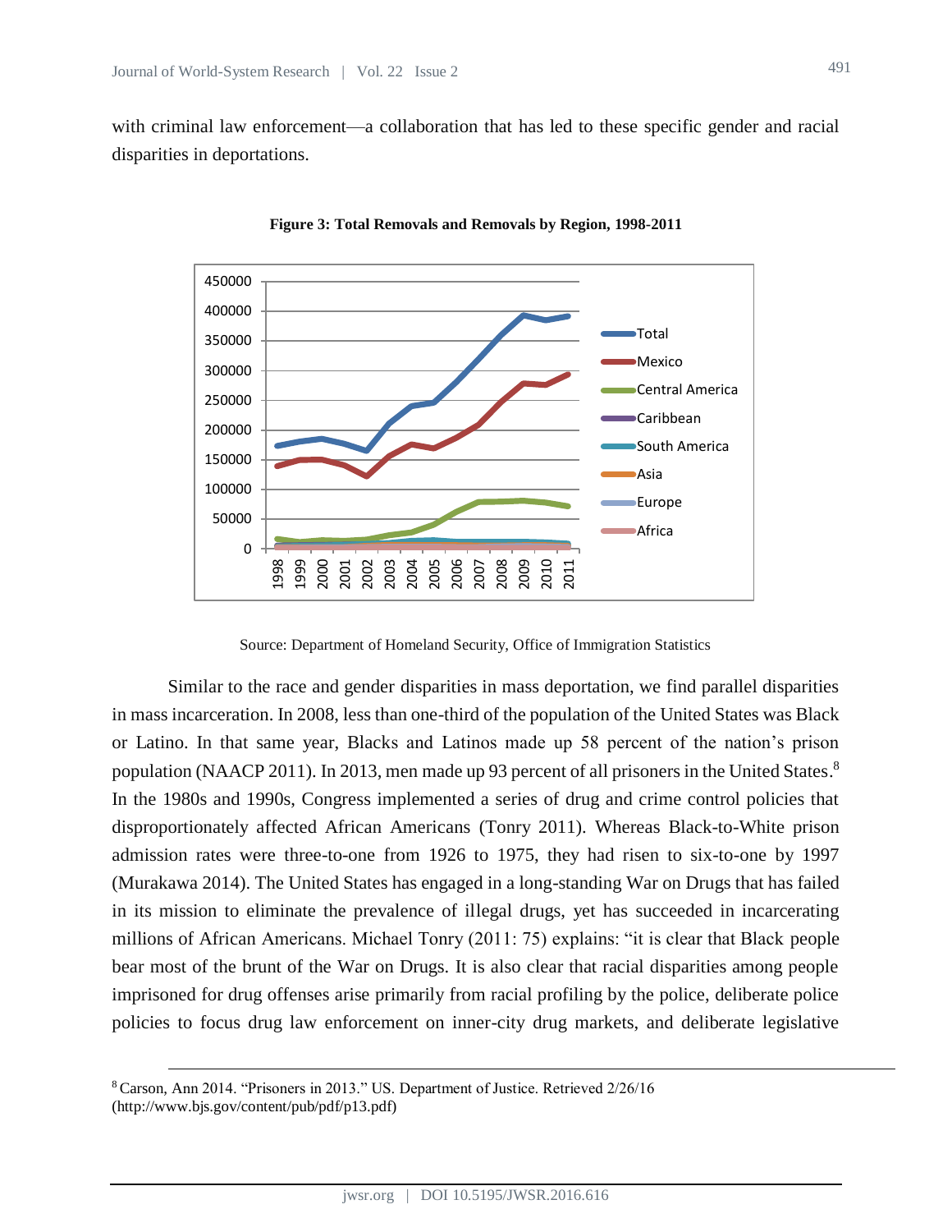with criminal law enforcement—a collaboration that has led to these specific gender and racial disparities in deportations.

**Figure 3: Total Removals and Removals by Region, 1998-2011**

Source: Department of Homeland Security, Office of Immigration Statistics

Similar to the race and gender disparities in mass deportation, we find parallel disparities in mass incarceration. In 2008, less than one-third of the population of the United States was Black or Latino. In that same year, Blacks and Latinos made up 58 percent of the nation's prison population (NAACP 2011). In 2013, men made up 93 percent of all prisoners in the United States.[8] In the 1980s and 1990s, Congress implemented a series of drug and crime control policies that disproportionately affected African Americans (Tonry 2011). Whereas Black-to-White prison admission rates were three-to-one from 1926 to 1975, they had risen to six-to-one by 1997 (Murakawa 2014). The United States has engaged in a long-standing War on Drugs that has failed in its mission to eliminate the prevalence of illegal drugs, yet has succeeded in incarcerating millions of African Americans. Michael Tonry (2011: 75) explains: "it is clear that Black people bear most of the brunt of the War on Drugs. It is also clear that racial disparities among people imprisoned for drug offenses arise primarily from racial profiling by the police, deliberate police policies to focus drug law enforcement on inner-city drug markets, and deliberate legislative

[8] Carson, Ann 2014. "Prisoners in 2013." US. Department of Justice. Retrieved 2/26/16 (http://www.bjs.gov/content/pub/pdf/p13.pdf)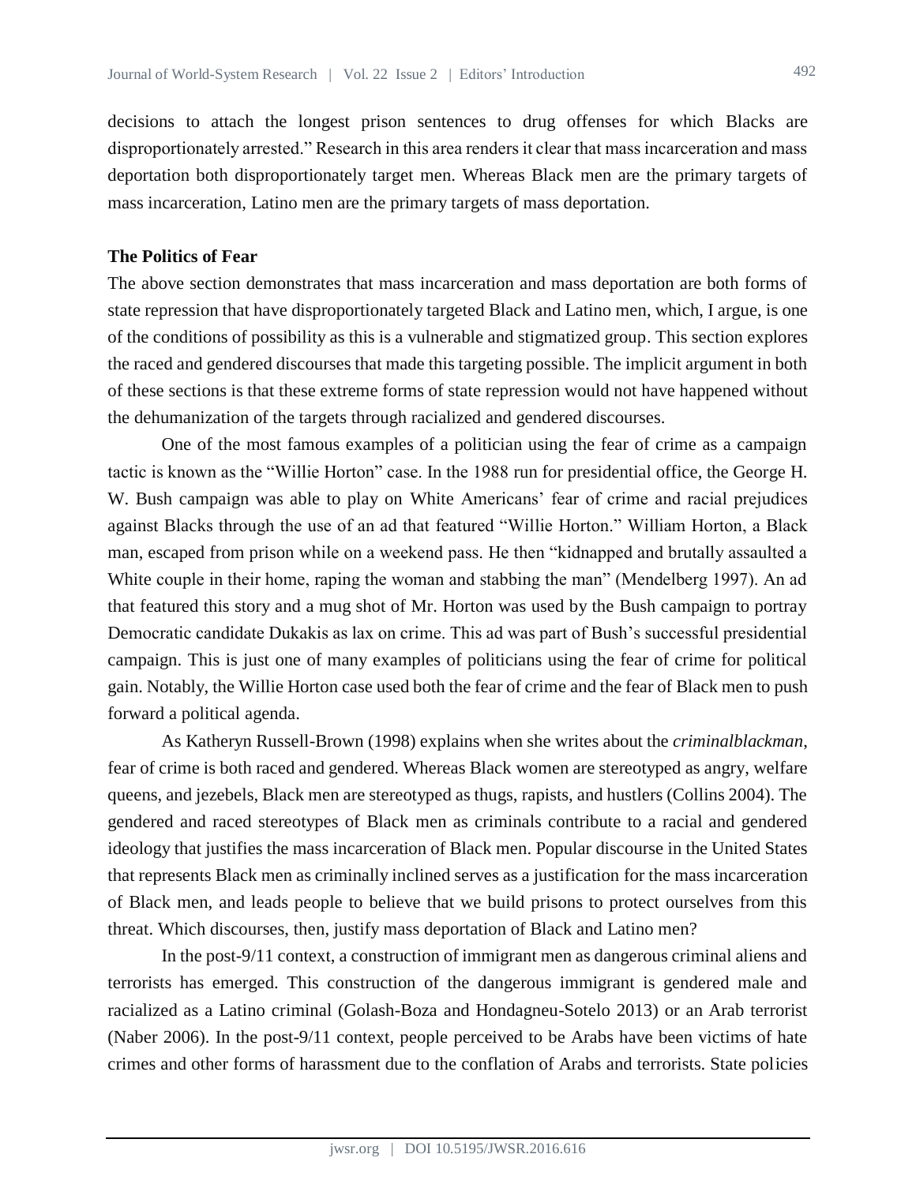decisions to attach the longest prison sentences to drug offenses for which Blacks are disproportionately arrested." Research in this area renders it clear that mass incarceration and mass deportation both disproportionately target men. Whereas Black men are the primary targets of mass incarceration, Latino men are the primary targets of mass deportation.

**The Politics of Fear**

The above section demonstrates that mass incarceration and mass deportation are both forms of state repression that have disproportionately targeted Black and Latino men, which, I argue, is one of the conditions of possibility as this is a vulnerable and stigmatized group. This section explores the raced and gendered discourses that made this targeting possible. The implicit argument in both of these sections is that these extreme forms of state repression would not have happened without the dehumanization of the targets through racialized and gendered discourses.

One of the most famous examples of a politician using the fear of crime as a campaign tactic is known as the "Willie Horton" case. In the 1988 run for presidential office, the George H. W. Bush campaign was able to play on White Americans' fear of crime and racial prejudices against Blacks through the use of an ad that featured "Willie Horton." William Horton, a Black man, escaped from prison while on a weekend pass. He then "kidnapped and brutally assaulted a White couple in their home, raping the woman and stabbing the man" (Mendelberg 1997). An ad that featured this story and a mug shot of Mr. Horton was used by the Bush campaign to portray Democratic candidate Dukakis as lax on crime. This ad was part of Bush's successful presidential campaign. This is just one of many examples of politicians using the fear of crime for political gain. Notably, the Willie Horton case used both the fear of crime and the fear of Black men to push forward a political agenda.

As Katheryn Russell-Brown (1998) explains when she writes about the *criminalblackman*, fear of crime is both raced and gendered. Whereas Black women are stereotyped as angry, welfare queens, and jezebels, Black men are stereotyped as thugs, rapists, and hustlers (Collins 2004). The gendered and raced stereotypes of Black men as criminals contribute to a racial and gendered ideology that justifies the mass incarceration of Black men. Popular discourse in the United States that represents Black men as criminally inclined serves as a justification for the mass incarceration of Black men, and leads people to believe that we build prisons to protect ourselves from this threat. Which discourses, then, justify mass deportation of Black and Latino men?

In the post-9/11 context, a construction of immigrant men as dangerous criminal aliens and terrorists has emerged. This construction of the dangerous immigrant is gendered male and racialized as a Latino criminal (Golash-Boza and Hondagneu-Sotelo 2013) or an Arab terrorist (Naber 2006). In the post-9/11 context, people perceived to be Arabs have been victims of hate crimes and other forms of harassment due to the conflation of Arabs and terrorists. State policies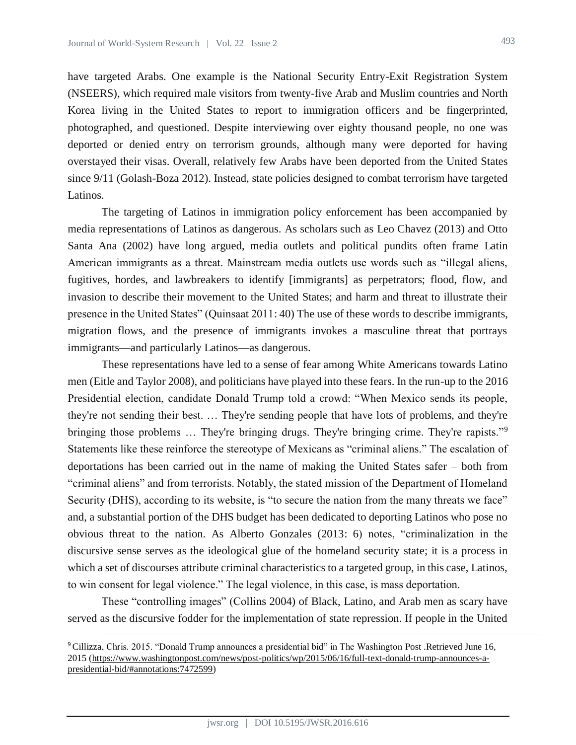have targeted Arabs. One example is the National Security Entry-Exit Registration System (NSEERS), which required male visitors from twenty-five Arab and Muslim countries and North Korea living in the United States to report to immigration officers and be fingerprinted, photographed, and questioned. Despite interviewing over eighty thousand people, no one was deported or denied entry on terrorism grounds, although many were deported for having overstayed their visas. Overall, relatively few Arabs have been deported from the United States since 9/11 (Golash-Boza 2012). Instead, state policies designed to combat terrorism have targeted Latinos.

The targeting of Latinos in immigration policy enforcement has been accompanied by media representations of Latinos as dangerous. As scholars such as Leo Chavez (2013) and Otto Santa Ana (2002) have long argued, media outlets and political pundits often frame Latin American immigrants as a threat. Mainstream media outlets use words such as "illegal aliens, fugitives, hordes, and lawbreakers to identify [immigrants] as perpetrators; flood, flow, and invasion to describe their movement to the United States; and harm and threat to illustrate their presence in the United States" (Quinsaat 2011: 40) The use of these words to describe immigrants, migration flows, and the presence of immigrants invokes a masculine threat that portrays immigrants—and particularly Latinos—as dangerous.

These representations have led to a sense of fear among White Americans towards Latino men (Eitle and Taylor 2008), and politicians have played into these fears. In the run-up to the 2016 Presidential election, candidate Donald Trump told a crowd: "When Mexico sends its people, they're not sending their best. … They're sending people that have lots of problems, and they're bringing those problems … They're bringing drugs. They're bringing crime. They're rapists."[9] Statements like these reinforce the stereotype of Mexicans as "criminal aliens." The escalation of deportations has been carried out in the name of making the United States safer – both from "criminal aliens" and from terrorists. Notably, the stated mission of the Department of Homeland Security (DHS), according to its website, is "to secure the nation from the many threats we face" and, a substantial portion of the DHS budget has been dedicated to deporting Latinos who pose no obvious threat to the nation. As Alberto Gonzales (2013: 6) notes, "criminalization in the discursive sense serves as the ideological glue of the homeland security state; it is a process in which a set of discourses attribute criminal characteristics to a targeted group, in this case, Latinos, to win consent for legal violence." The legal violence, in this case, is mass deportation.

These "controlling images" (Collins 2004) of Black, Latino, and Arab men as scary have served as the discursive fodder for the implementation of state repression. If people in the United

---

[9] Cillizza, Chris. 2015. "Donald Trump announces a presidential bid" in The Washington Post .Retrieved June 16, 2015 (https://www.washingtonpost.com/news/post-politics/wp/2015/06/16/full-text-donald-trump-announces-a-presidential-bid/#annotations:7472599)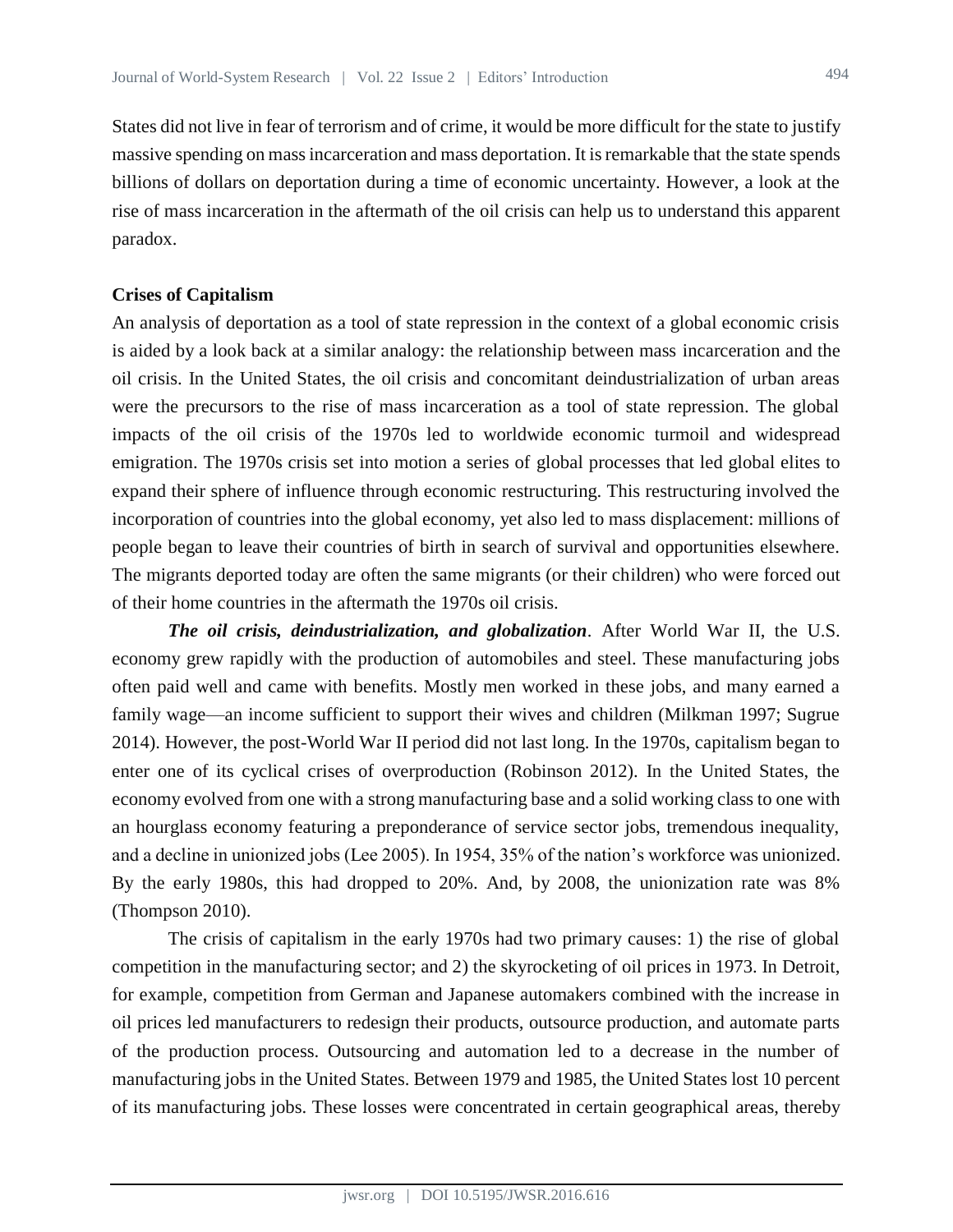States did not live in fear of terrorism and of crime, it would be more difficult for the state to justify massive spending on mass incarceration and mass deportation. It is remarkable that the state spends billions of dollars on deportation during a time of economic uncertainty. However, a look at the rise of mass incarceration in the aftermath of the oil crisis can help us to understand this apparent paradox.

### Crises of Capitalism

An analysis of deportation as a tool of state repression in the context of a global economic crisis is aided by a look back at a similar analogy: the relationship between mass incarceration and the oil crisis. In the United States, the oil crisis and concomitant deindustrialization of urban areas were the precursors to the rise of mass incarceration as a tool of state repression. The global impacts of the oil crisis of the 1970s led to worldwide economic turmoil and widespread emigration. The 1970s crisis set into motion a series of global processes that led global elites to expand their sphere of influence through economic restructuring. This restructuring involved the incorporation of countries into the global economy, yet also led to mass displacement: millions of people began to leave their countries of birth in search of survival and opportunities elsewhere. The migrants deported today are often the same migrants (or their children) who were forced out of their home countries in the aftermath the 1970s oil crisis.

***The oil crisis, deindustrialization, and globalization***. After World War II, the U.S. economy grew rapidly with the production of automobiles and steel. These manufacturing jobs often paid well and came with benefits. Mostly men worked in these jobs, and many earned a family wage—an income sufficient to support their wives and children (Milkman 1997; Sugrue 2014). However, the post-World War II period did not last long. In the 1970s, capitalism began to enter one of its cyclical crises of overproduction (Robinson 2012). In the United States, the economy evolved from one with a strong manufacturing base and a solid working class to one with an hourglass economy featuring a preponderance of service sector jobs, tremendous inequality, and a decline in unionized jobs (Lee 2005). In 1954, 35% of the nation's workforce was unionized. By the early 1980s, this had dropped to 20%. And, by 2008, the unionization rate was 8% (Thompson 2010).

The crisis of capitalism in the early 1970s had two primary causes: 1) the rise of global competition in the manufacturing sector; and 2) the skyrocketing of oil prices in 1973. In Detroit, for example, competition from German and Japanese automakers combined with the increase in oil prices led manufacturers to redesign their products, outsource production, and automate parts of the production process. Outsourcing and automation led to a decrease in the number of manufacturing jobs in the United States. Between 1979 and 1985, the United States lost 10 percent of its manufacturing jobs. These losses were concentrated in certain geographical areas, thereby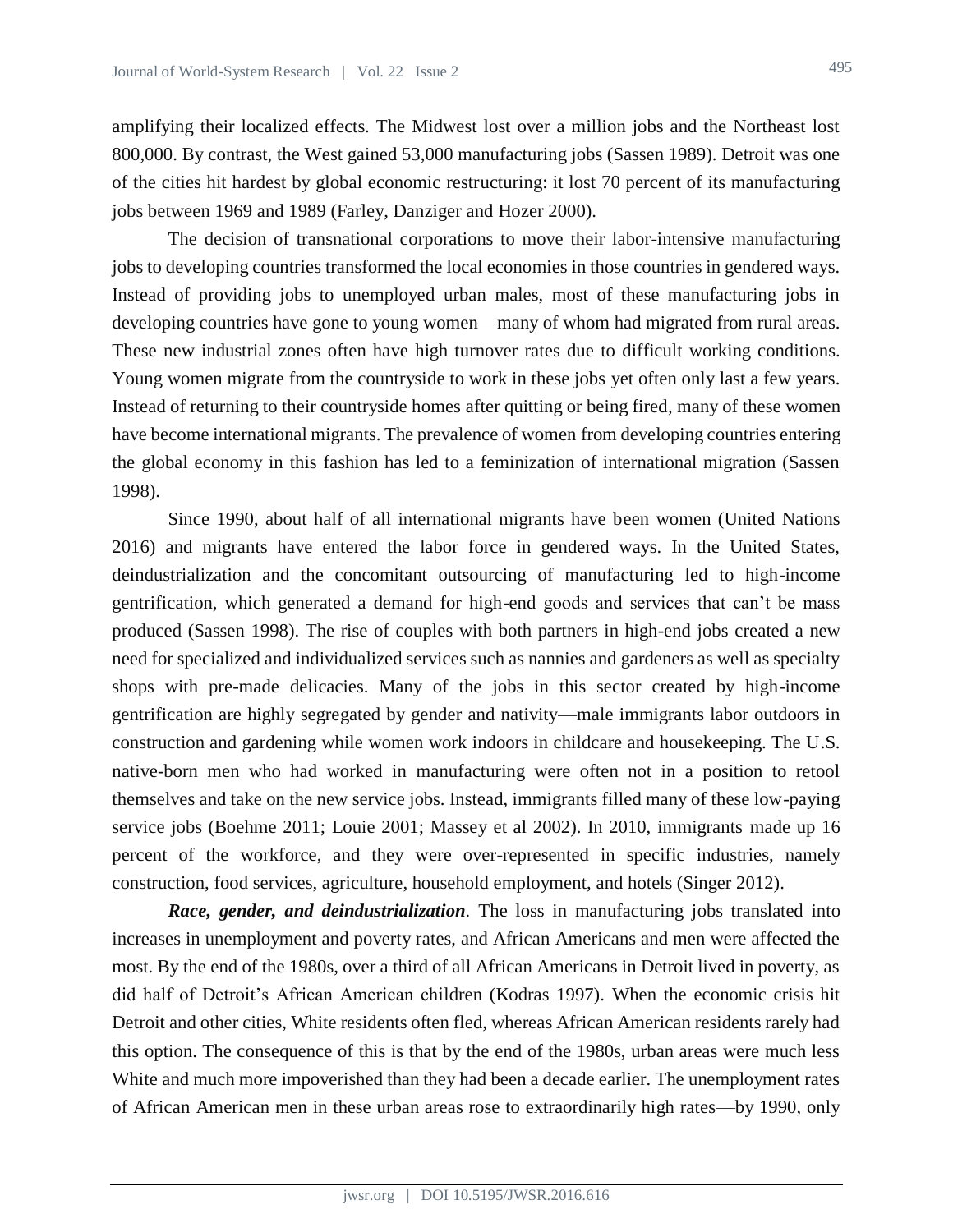amplifying their localized effects. The Midwest lost over a million jobs and the Northeast lost 800,000. By contrast, the West gained 53,000 manufacturing jobs (Sassen 1989). Detroit was one of the cities hit hardest by global economic restructuring: it lost 70 percent of its manufacturing jobs between 1969 and 1989 (Farley, Danziger and Hozer 2000).

The decision of transnational corporations to move their labor-intensive manufacturing jobs to developing countries transformed the local economies in those countries in gendered ways. Instead of providing jobs to unemployed urban males, most of these manufacturing jobs in developing countries have gone to young women—many of whom had migrated from rural areas. These new industrial zones often have high turnover rates due to difficult working conditions. Young women migrate from the countryside to work in these jobs yet often only last a few years. Instead of returning to their countryside homes after quitting or being fired, many of these women have become international migrants. The prevalence of women from developing countries entering the global economy in this fashion has led to a feminization of international migration (Sassen 1998).

Since 1990, about half of all international migrants have been women (United Nations 2016) and migrants have entered the labor force in gendered ways. In the United States, deindustrialization and the concomitant outsourcing of manufacturing led to high-income gentrification, which generated a demand for high-end goods and services that can't be mass produced (Sassen 1998). The rise of couples with both partners in high-end jobs created a new need for specialized and individualized services such as nannies and gardeners as well as specialty shops with pre-made delicacies. Many of the jobs in this sector created by high-income gentrification are highly segregated by gender and nativity—male immigrants labor outdoors in construction and gardening while women work indoors in childcare and housekeeping. The U.S. native-born men who had worked in manufacturing were often not in a position to retool themselves and take on the new service jobs. Instead, immigrants filled many of these low-paying service jobs (Boehme 2011; Louie 2001; Massey et al 2002). In 2010, immigrants made up 16 percent of the workforce, and they were over-represented in specific industries, namely construction, food services, agriculture, household employment, and hotels (Singer 2012).

***Race, gender, and deindustrialization***. The loss in manufacturing jobs translated into increases in unemployment and poverty rates, and African Americans and men were affected the most. By the end of the 1980s, over a third of all African Americans in Detroit lived in poverty, as did half of Detroit's African American children (Kodras 1997). When the economic crisis hit Detroit and other cities, White residents often fled, whereas African American residents rarely had this option. The consequence of this is that by the end of the 1980s, urban areas were much less White and much more impoverished than they had been a decade earlier. The unemployment rates of African American men in these urban areas rose to extraordinarily high rates—by 1990, only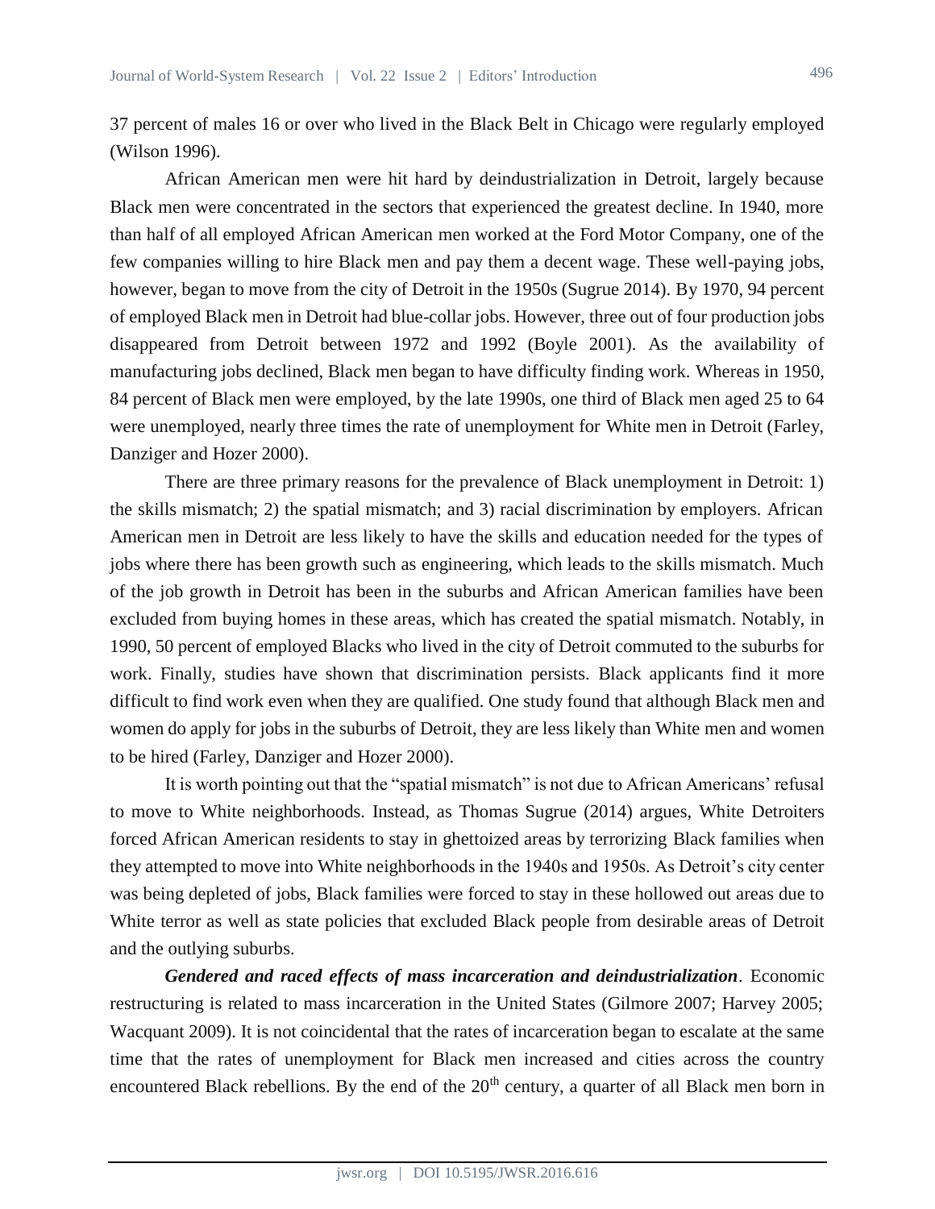37 percent of males 16 or over who lived in the Black Belt in Chicago were regularly employed (Wilson 1996).

African American men were hit hard by deindustrialization in Detroit, largely because Black men were concentrated in the sectors that experienced the greatest decline. In 1940, more than half of all employed African American men worked at the Ford Motor Company, one of the few companies willing to hire Black men and pay them a decent wage. These well-paying jobs, however, began to move from the city of Detroit in the 1950s (Sugrue 2014). By 1970, 94 percent of employed Black men in Detroit had blue-collar jobs. However, three out of four production jobs disappeared from Detroit between 1972 and 1992 (Boyle 2001). As the availability of manufacturing jobs declined, Black men began to have difficulty finding work. Whereas in 1950, 84 percent of Black men were employed, by the late 1990s, one third of Black men aged 25 to 64 were unemployed, nearly three times the rate of unemployment for White men in Detroit (Farley, Danziger and Hozer 2000).

There are three primary reasons for the prevalence of Black unemployment in Detroit: 1) the skills mismatch; 2) the spatial mismatch; and 3) racial discrimination by employers. African American men in Detroit are less likely to have the skills and education needed for the types of jobs where there has been growth such as engineering, which leads to the skills mismatch. Much of the job growth in Detroit has been in the suburbs and African American families have been excluded from buying homes in these areas, which has created the spatial mismatch. Notably, in 1990, 50 percent of employed Blacks who lived in the city of Detroit commuted to the suburbs for work. Finally, studies have shown that discrimination persists. Black applicants find it more difficult to find work even when they are qualified. One study found that although Black men and women do apply for jobs in the suburbs of Detroit, they are less likely than White men and women to be hired (Farley, Danziger and Hozer 2000).

It is worth pointing out that the "spatial mismatch" is not due to African Americans' refusal to move to White neighborhoods. Instead, as Thomas Sugrue (2014) argues, White Detroiters forced African American residents to stay in ghettoized areas by terrorizing Black families when they attempted to move into White neighborhoods in the 1940s and 1950s. As Detroit's city center was being depleted of jobs, Black families were forced to stay in these hollowed out areas due to White terror as well as state policies that excluded Black people from desirable areas of Detroit and the outlying suburbs.

***Gendered and raced effects of mass incarceration and deindustrialization***. Economic restructuring is related to mass incarceration in the United States (Gilmore 2007; Harvey 2005; Wacquant 2009). It is not coincidental that the rates of incarceration began to escalate at the same time that the rates of unemployment for Black men increased and cities across the country encountered Black rebellions. By the end of the 20th century, a quarter of all Black men born in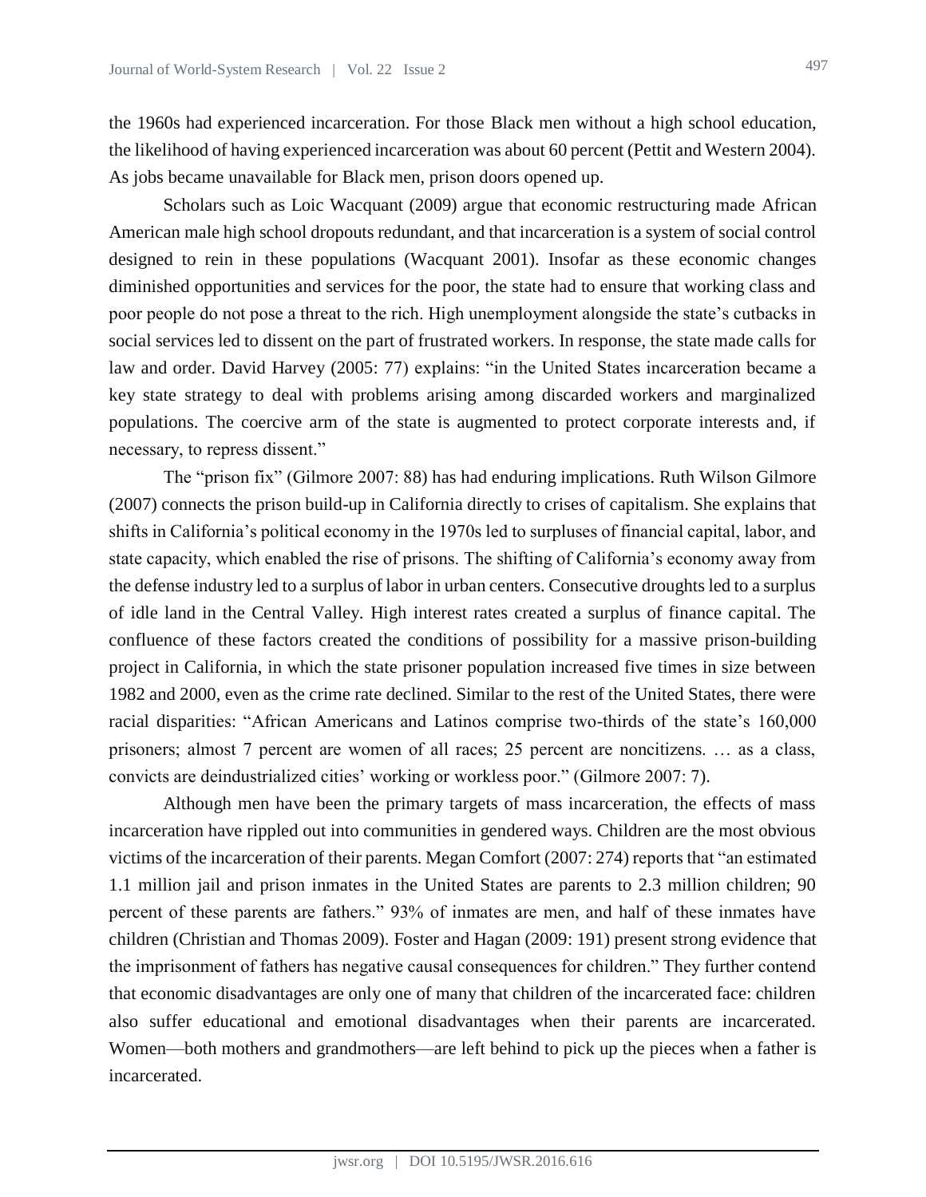the 1960s had experienced incarceration. For those Black men without a high school education, the likelihood of having experienced incarceration was about 60 percent (Pettit and Western 2004). As jobs became unavailable for Black men, prison doors opened up.

Scholars such as Loic Wacquant (2009) argue that economic restructuring made African American male high school dropouts redundant, and that incarceration is a system of social control designed to rein in these populations (Wacquant 2001). Insofar as these economic changes diminished opportunities and services for the poor, the state had to ensure that working class and poor people do not pose a threat to the rich. High unemployment alongside the state's cutbacks in social services led to dissent on the part of frustrated workers. In response, the state made calls for law and order. David Harvey (2005: 77) explains: "in the United States incarceration became a key state strategy to deal with problems arising among discarded workers and marginalized populations. The coercive arm of the state is augmented to protect corporate interests and, if necessary, to repress dissent."

The "prison fix" (Gilmore 2007: 88) has had enduring implications. Ruth Wilson Gilmore (2007) connects the prison build-up in California directly to crises of capitalism. She explains that shifts in California's political economy in the 1970s led to surpluses of financial capital, labor, and state capacity, which enabled the rise of prisons. The shifting of California's economy away from the defense industry led to a surplus of labor in urban centers. Consecutive droughts led to a surplus of idle land in the Central Valley. High interest rates created a surplus of finance capital. The confluence of these factors created the conditions of possibility for a massive prison-building project in California, in which the state prisoner population increased five times in size between 1982 and 2000, even as the crime rate declined. Similar to the rest of the United States, there were racial disparities: "African Americans and Latinos comprise two-thirds of the state's 160,000 prisoners; almost 7 percent are women of all races; 25 percent are noncitizens. … as a class, convicts are deindustrialized cities' working or workless poor." (Gilmore 2007: 7).

Although men have been the primary targets of mass incarceration, the effects of mass incarceration have rippled out into communities in gendered ways. Children are the most obvious victims of the incarceration of their parents. Megan Comfort (2007: 274) reports that "an estimated 1.1 million jail and prison inmates in the United States are parents to 2.3 million children; 90 percent of these parents are fathers." 93% of inmates are men, and half of these inmates have children (Christian and Thomas 2009). Foster and Hagan (2009: 191) present strong evidence that the imprisonment of fathers has negative causal consequences for children." They further contend that economic disadvantages are only one of many that children of the incarcerated face: children also suffer educational and emotional disadvantages when their parents are incarcerated. Women—both mothers and grandmothers—are left behind to pick up the pieces when a father is incarcerated.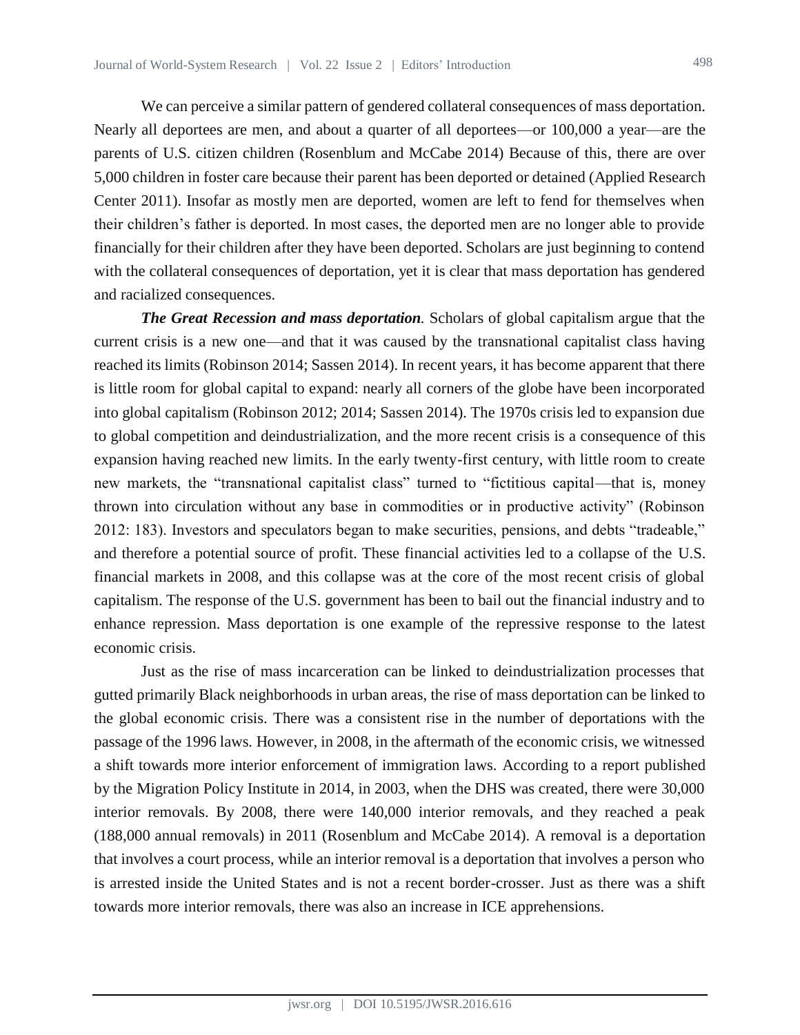We can perceive a similar pattern of gendered collateral consequences of mass deportation. Nearly all deportees are men, and about a quarter of all deportees—or 100,000 a year—are the parents of U.S. citizen children (Rosenblum and McCabe 2014) Because of this, there are over 5,000 children in foster care because their parent has been deported or detained (Applied Research Center 2011). Insofar as mostly men are deported, women are left to fend for themselves when their children's father is deported. In most cases, the deported men are no longer able to provide financially for their children after they have been deported. Scholars are just beginning to contend with the collateral consequences of deportation, yet it is clear that mass deportation has gendered and racialized consequences.

***The Great Recession and mass deportation.*** Scholars of global capitalism argue that the current crisis is a new one—and that it was caused by the transnational capitalist class having reached its limits (Robinson 2014; Sassen 2014). In recent years, it has become apparent that there is little room for global capital to expand: nearly all corners of the globe have been incorporated into global capitalism (Robinson 2012; 2014; Sassen 2014). The 1970s crisis led to expansion due to global competition and deindustrialization, and the more recent crisis is a consequence of this expansion having reached new limits. In the early twenty-first century, with little room to create new markets, the "transnational capitalist class" turned to "fictitious capital—that is, money thrown into circulation without any base in commodities or in productive activity" (Robinson 2012: 183). Investors and speculators began to make securities, pensions, and debts "tradeable," and therefore a potential source of profit. These financial activities led to a collapse of the U.S. financial markets in 2008, and this collapse was at the core of the most recent crisis of global capitalism. The response of the U.S. government has been to bail out the financial industry and to enhance repression. Mass deportation is one example of the repressive response to the latest economic crisis.

Just as the rise of mass incarceration can be linked to deindustrialization processes that gutted primarily Black neighborhoods in urban areas, the rise of mass deportation can be linked to the global economic crisis. There was a consistent rise in the number of deportations with the passage of the 1996 laws. However, in 2008, in the aftermath of the economic crisis, we witnessed a shift towards more interior enforcement of immigration laws. According to a report published by the Migration Policy Institute in 2014, in 2003, when the DHS was created, there were 30,000 interior removals. By 2008, there were 140,000 interior removals, and they reached a peak (188,000 annual removals) in 2011 (Rosenblum and McCabe 2014). A removal is a deportation that involves a court process, while an interior removal is a deportation that involves a person who is arrested inside the United States and is not a recent border-crosser. Just as there was a shift towards more interior removals, there was also an increase in ICE apprehensions.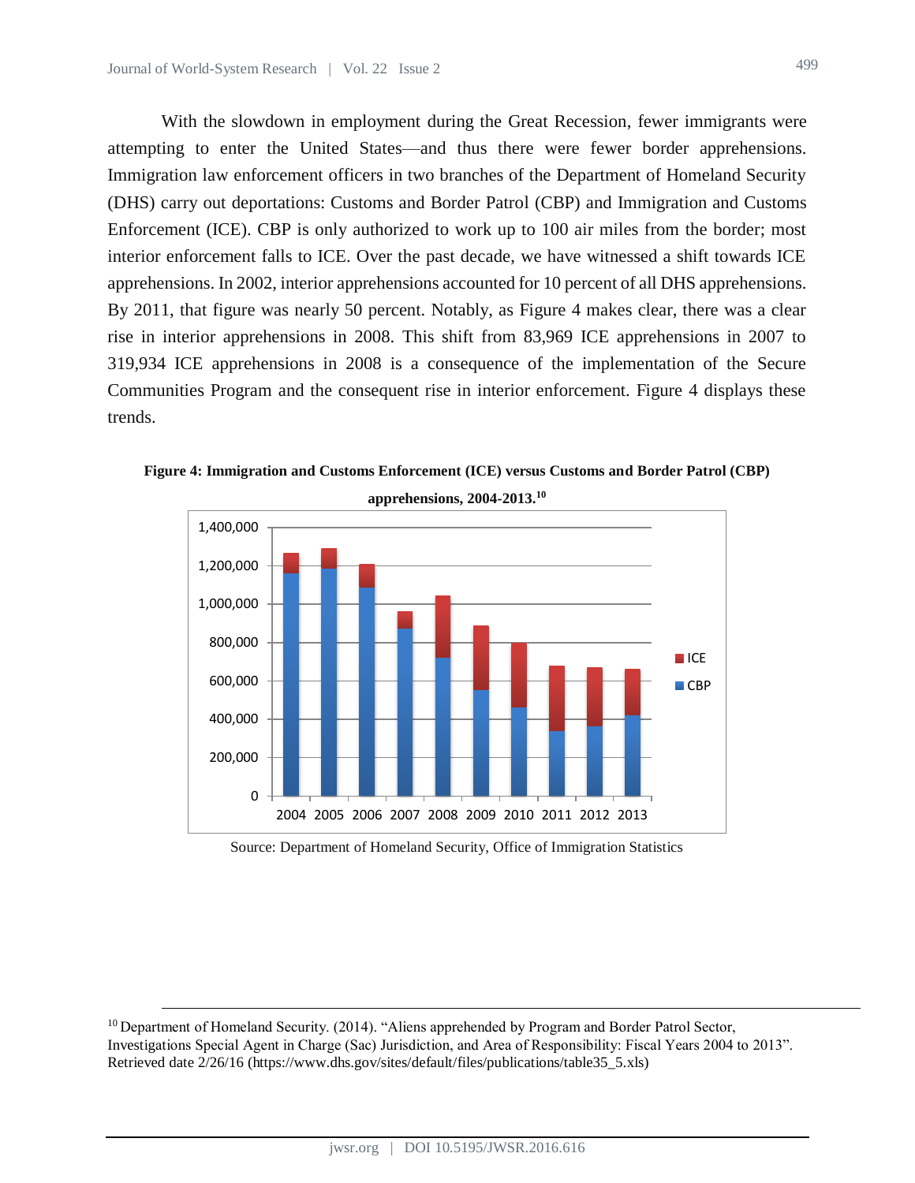With the slowdown in employment during the Great Recession, fewer immigrants were attempting to enter the United States—and thus there were fewer border apprehensions. Immigration law enforcement officers in two branches of the Department of Homeland Security (DHS) carry out deportations: Customs and Border Patrol (CBP) and Immigration and Customs Enforcement (ICE). CBP is only authorized to work up to 100 air miles from the border; most interior enforcement falls to ICE. Over the past decade, we have witnessed a shift towards ICE apprehensions. In 2002, interior apprehensions accounted for 10 percent of all DHS apprehensions. By 2011, that figure was nearly 50 percent. Notably, as Figure 4 makes clear, there was a clear rise in interior apprehensions in 2008. This shift from 83,969 ICE apprehensions in 2007 to 319,934 ICE apprehensions in 2008 is a consequence of the implementation of the Secure Communities Program and the consequent rise in interior enforcement. Figure 4 displays these trends.

**Figure 4: Immigration and Customs Enforcement (ICE) versus Customs and Border Patrol (CBP) apprehensions, 2004-2013.[10]**

Source: Department of Homeland Security, Office of Immigration Statistics

[10] Department of Homeland Security. (2014). "Aliens apprehended by Program and Border Patrol Sector, Investigations Special Agent in Charge (Sac) Jurisdiction, and Area of Responsibility: Fiscal Years 2004 to 2013". Retrieved date 2/26/16 (https://www.dhs.gov/sites/default/files/publications/table35_5.xls)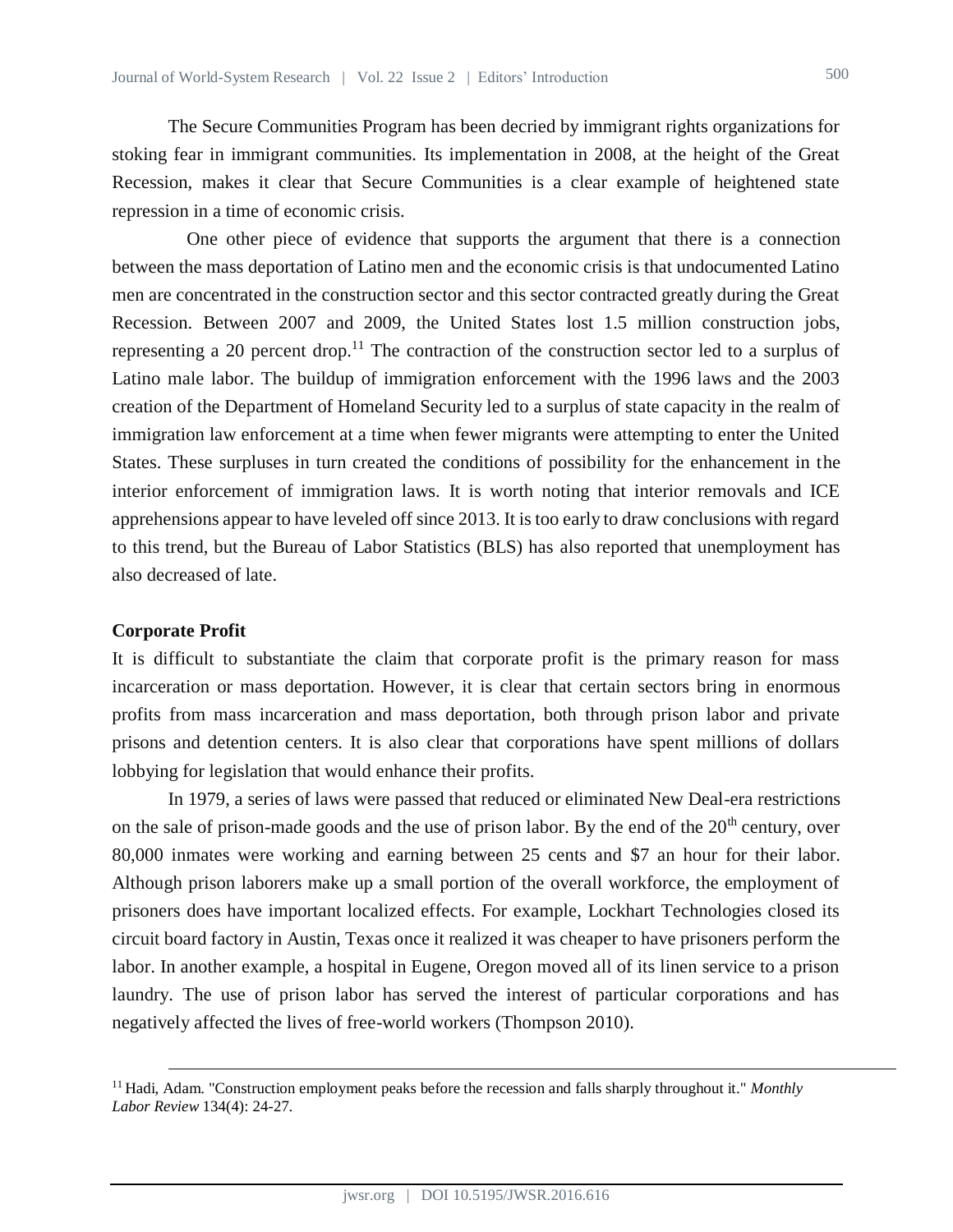The Secure Communities Program has been decried by immigrant rights organizations for stoking fear in immigrant communities. Its implementation in 2008, at the height of the Great Recession, makes it clear that Secure Communities is a clear example of heightened state repression in a time of economic crisis.

One other piece of evidence that supports the argument that there is a connection between the mass deportation of Latino men and the economic crisis is that undocumented Latino men are concentrated in the construction sector and this sector contracted greatly during the Great Recession. Between 2007 and 2009, the United States lost 1.5 million construction jobs, representing a 20 percent drop.[11] The contraction of the construction sector led to a surplus of Latino male labor. The buildup of immigration enforcement with the 1996 laws and the 2003 creation of the Department of Homeland Security led to a surplus of state capacity in the realm of immigration law enforcement at a time when fewer migrants were attempting to enter the United States. These surpluses in turn created the conditions of possibility for the enhancement in the interior enforcement of immigration laws. It is worth noting that interior removals and ICE apprehensions appear to have leveled off since 2013. It is too early to draw conclusions with regard to this trend, but the Bureau of Labor Statistics (BLS) has also reported that unemployment has also decreased of late.

**Corporate Profit**

It is difficult to substantiate the claim that corporate profit is the primary reason for mass incarceration or mass deportation. However, it is clear that certain sectors bring in enormous profits from mass incarceration and mass deportation, both through prison labor and private prisons and detention centers. It is also clear that corporations have spent millions of dollars lobbying for legislation that would enhance their profits.

In 1979, a series of laws were passed that reduced or eliminated New Deal-era restrictions on the sale of prison-made goods and the use of prison labor. By the end of the 20th century, over 80,000 inmates were working and earning between 25 cents and $7 an hour for their labor. Although prison laborers make up a small portion of the overall workforce, the employment of prisoners does have important localized effects. For example, Lockhart Technologies closed its circuit board factory in Austin, Texas once it realized it was cheaper to have prisoners perform the labor. In another example, a hospital in Eugene, Oregon moved all of its linen service to a prison laundry. The use of prison labor has served the interest of particular corporations and has negatively affected the lives of free-world workers (Thompson 2010).

---

[11] Hadi, Adam. "Construction employment peaks before the recession and falls sharply throughout it." *Monthly Labor Review* 134(4): 24-27.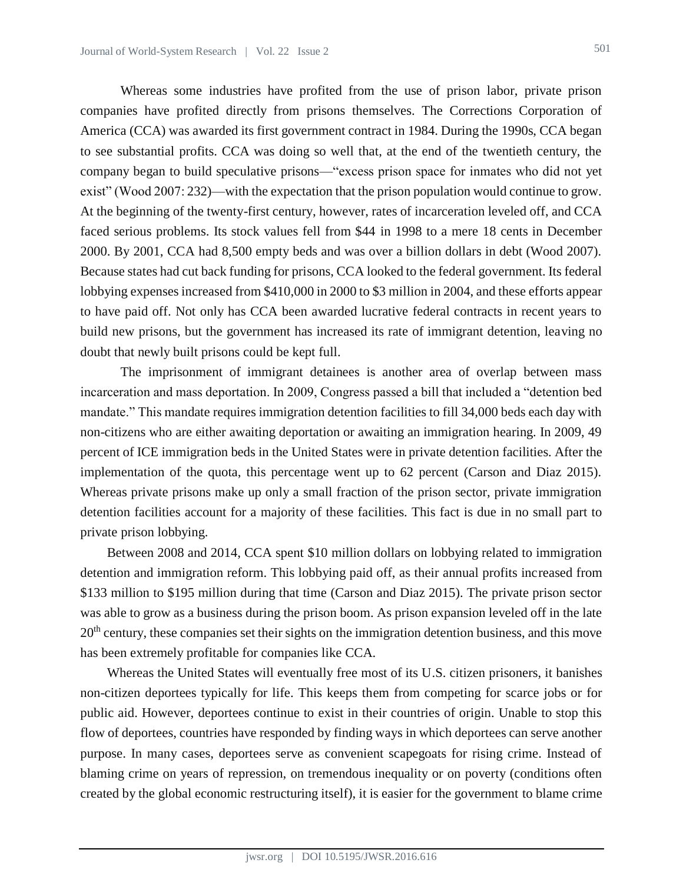Whereas some industries have profited from the use of prison labor, private prison companies have profited directly from prisons themselves. The Corrections Corporation of America (CCA) was awarded its first government contract in 1984. During the 1990s, CCA began to see substantial profits. CCA was doing so well that, at the end of the twentieth century, the company began to build speculative prisons—"excess prison space for inmates who did not yet exist" (Wood 2007: 232)—with the expectation that the prison population would continue to grow. At the beginning of the twenty-first century, however, rates of incarceration leveled off, and CCA faced serious problems. Its stock values fell from $44 in 1998 to a mere 18 cents in December 2000. By 2001, CCA had 8,500 empty beds and was over a billion dollars in debt (Wood 2007). Because states had cut back funding for prisons, CCA looked to the federal government. Its federal lobbying expenses increased from $410,000 in 2000 to $3 million in 2004, and these efforts appear to have paid off. Not only has CCA been awarded lucrative federal contracts in recent years to build new prisons, but the government has increased its rate of immigrant detention, leaving no doubt that newly built prisons could be kept full.

The imprisonment of immigrant detainees is another area of overlap between mass incarceration and mass deportation. In 2009, Congress passed a bill that included a "detention bed mandate." This mandate requires immigration detention facilities to fill 34,000 beds each day with non-citizens who are either awaiting deportation or awaiting an immigration hearing. In 2009, 49 percent of ICE immigration beds in the United States were in private detention facilities. After the implementation of the quota, this percentage went up to 62 percent (Carson and Diaz 2015). Whereas private prisons make up only a small fraction of the prison sector, private immigration detention facilities account for a majority of these facilities. This fact is due in no small part to private prison lobbying.

Between 2008 and 2014, CCA spent $10 million dollars on lobbying related to immigration detention and immigration reform. This lobbying paid off, as their annual profits increased from $133 million to $195 million during that time (Carson and Diaz 2015). The private prison sector was able to grow as a business during the prison boom. As prison expansion leveled off in the late 20th century, these companies set their sights on the immigration detention business, and this move has been extremely profitable for companies like CCA.

Whereas the United States will eventually free most of its U.S. citizen prisoners, it banishes non-citizen deportees typically for life. This keeps them from competing for scarce jobs or for public aid. However, deportees continue to exist in their countries of origin. Unable to stop this flow of deportees, countries have responded by finding ways in which deportees can serve another purpose. In many cases, deportees serve as convenient scapegoats for rising crime. Instead of blaming crime on years of repression, on tremendous inequality or on poverty (conditions often created by the global economic restructuring itself), it is easier for the government to blame crime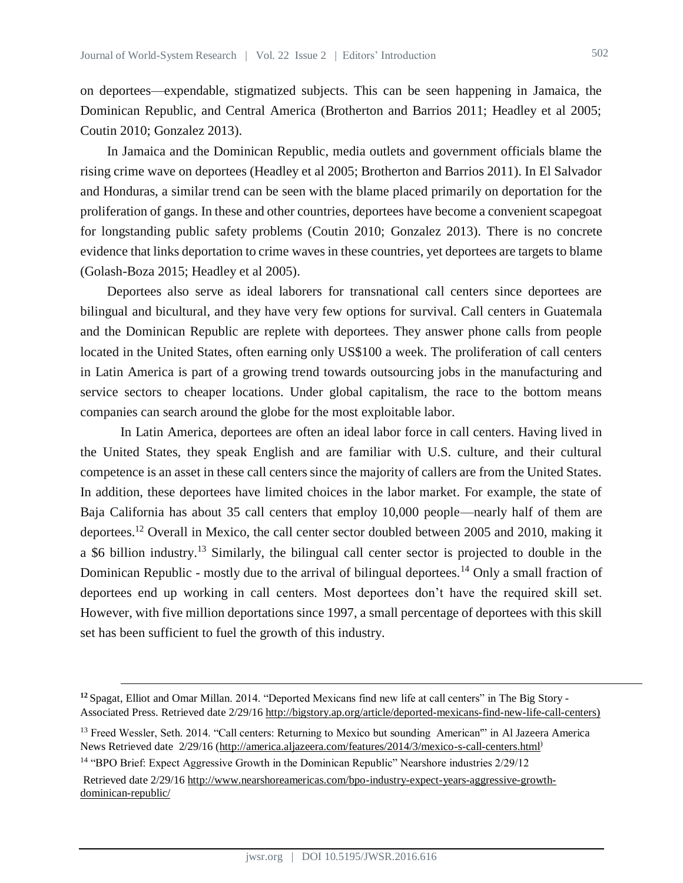on deportees—expendable, stigmatized subjects. This can be seen happening in Jamaica, the Dominican Republic, and Central America (Brotherton and Barrios 2011; Headley et al 2005; Coutin 2010; Gonzalez 2013).

In Jamaica and the Dominican Republic, media outlets and government officials blame the rising crime wave on deportees (Headley et al 2005; Brotherton and Barrios 2011). In El Salvador and Honduras, a similar trend can be seen with the blame placed primarily on deportation for the proliferation of gangs. In these and other countries, deportees have become a convenient scapegoat for longstanding public safety problems (Coutin 2010; Gonzalez 2013). There is no concrete evidence that links deportation to crime waves in these countries, yet deportees are targets to blame (Golash-Boza 2015; Headley et al 2005).

Deportees also serve as ideal laborers for transnational call centers since deportees are bilingual and bicultural, and they have very few options for survival. Call centers in Guatemala and the Dominican Republic are replete with deportees. They answer phone calls from people located in the United States, often earning only US$100 a week. The proliferation of call centers in Latin America is part of a growing trend towards outsourcing jobs in the manufacturing and service sectors to cheaper locations. Under global capitalism, the race to the bottom means companies can search around the globe for the most exploitable labor.

In Latin America, deportees are often an ideal labor force in call centers. Having lived in the United States, they speak English and are familiar with U.S. culture, and their cultural competence is an asset in these call centers since the majority of callers are from the United States. In addition, these deportees have limited choices in the labor market. For example, the state of Baja California has about 35 call centers that employ 10,000 people—nearly half of them are deportees.[12] Overall in Mexico, the call center sector doubled between 2005 and 2010, making it a $6 billion industry.[13] Similarly, the bilingual call center sector is projected to double in the Dominican Republic - mostly due to the arrival of bilingual deportees.[14] Only a small fraction of deportees end up working in call centers. Most deportees don't have the required skill set. However, with five million deportations since 1997, a small percentage of deportees with this skill set has been sufficient to fuel the growth of this industry.

---

[12] Spagat, Elliot and Omar Millan. 2014. "Deported Mexicans find new life at call centers" in The Big Story - Associated Press. Retrieved date 2/29/16 http://bigstory.ap.org/article/deported-mexicans-find-new-life-call-centers)

[13] Freed Wessler, Seth. 2014. "Call centers: Returning to Mexico but sounding American'" in Al Jazeera America News Retrieved date 2/29/16 (http://america.aljazeera.com/features/2014/3/mexico-s-call-centers.html)

[14] "BPO Brief: Expect Aggressive Growth in the Dominican Republic" Nearshore industries 2/29/12 Retrieved date 2/29/16 http://www.nearshoreamericas.com/bpo-industry-expect-years-aggressive-growth-dominican-republic/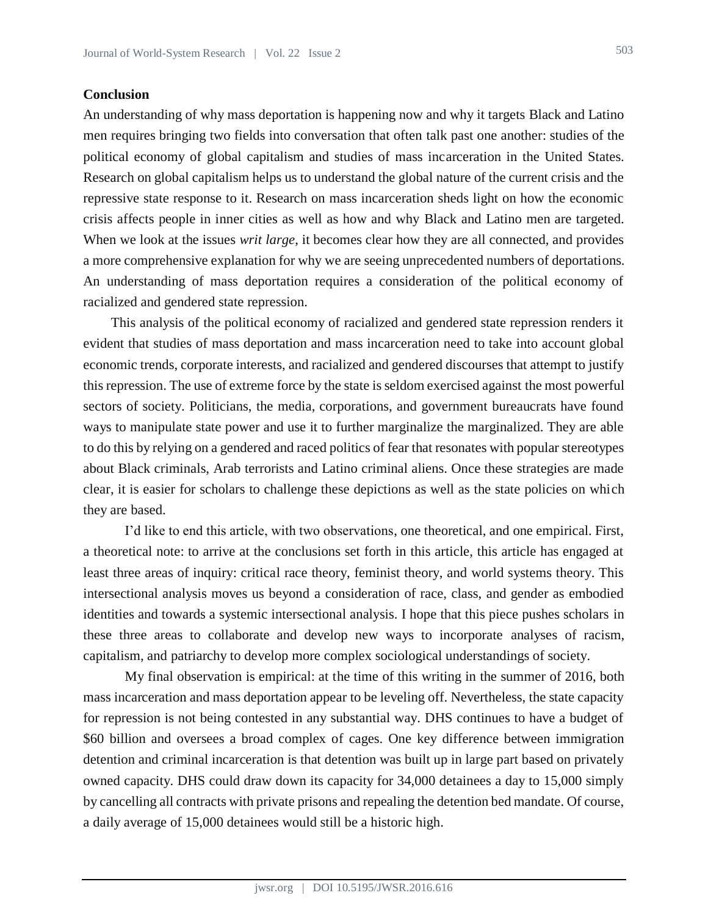## Conclusion

An understanding of why mass deportation is happening now and why it targets Black and Latino men requires bringing two fields into conversation that often talk past one another: studies of the political economy of global capitalism and studies of mass incarceration in the United States. Research on global capitalism helps us to understand the global nature of the current crisis and the repressive state response to it. Research on mass incarceration sheds light on how the economic crisis affects people in inner cities as well as how and why Black and Latino men are targeted. When we look at the issues *writ large*, it becomes clear how they are all connected, and provides a more comprehensive explanation for why we are seeing unprecedented numbers of deportations. An understanding of mass deportation requires a consideration of the political economy of racialized and gendered state repression.

This analysis of the political economy of racialized and gendered state repression renders it evident that studies of mass deportation and mass incarceration need to take into account global economic trends, corporate interests, and racialized and gendered discourses that attempt to justify this repression. The use of extreme force by the state is seldom exercised against the most powerful sectors of society. Politicians, the media, corporations, and government bureaucrats have found ways to manipulate state power and use it to further marginalize the marginalized. They are able to do this by relying on a gendered and raced politics of fear that resonates with popular stereotypes about Black criminals, Arab terrorists and Latino criminal aliens. Once these strategies are made clear, it is easier for scholars to challenge these depictions as well as the state policies on which they are based.

I'd like to end this article, with two observations, one theoretical, and one empirical. First, a theoretical note: to arrive at the conclusions set forth in this article, this article has engaged at least three areas of inquiry: critical race theory, feminist theory, and world systems theory. This intersectional analysis moves us beyond a consideration of race, class, and gender as embodied identities and towards a systemic intersectional analysis. I hope that this piece pushes scholars in these three areas to collaborate and develop new ways to incorporate analyses of racism, capitalism, and patriarchy to develop more complex sociological understandings of society.

My final observation is empirical: at the time of this writing in the summer of 2016, both mass incarceration and mass deportation appear to be leveling off. Nevertheless, the state capacity for repression is not being contested in any substantial way. DHS continues to have a budget of $60 billion and oversees a broad complex of cages. One key difference between immigration detention and criminal incarceration is that detention was built up in large part based on privately owned capacity. DHS could draw down its capacity for 34,000 detainees a day to 15,000 simply by cancelling all contracts with private prisons and repealing the detention bed mandate. Of course, a daily average of 15,000 detainees would still be a historic high.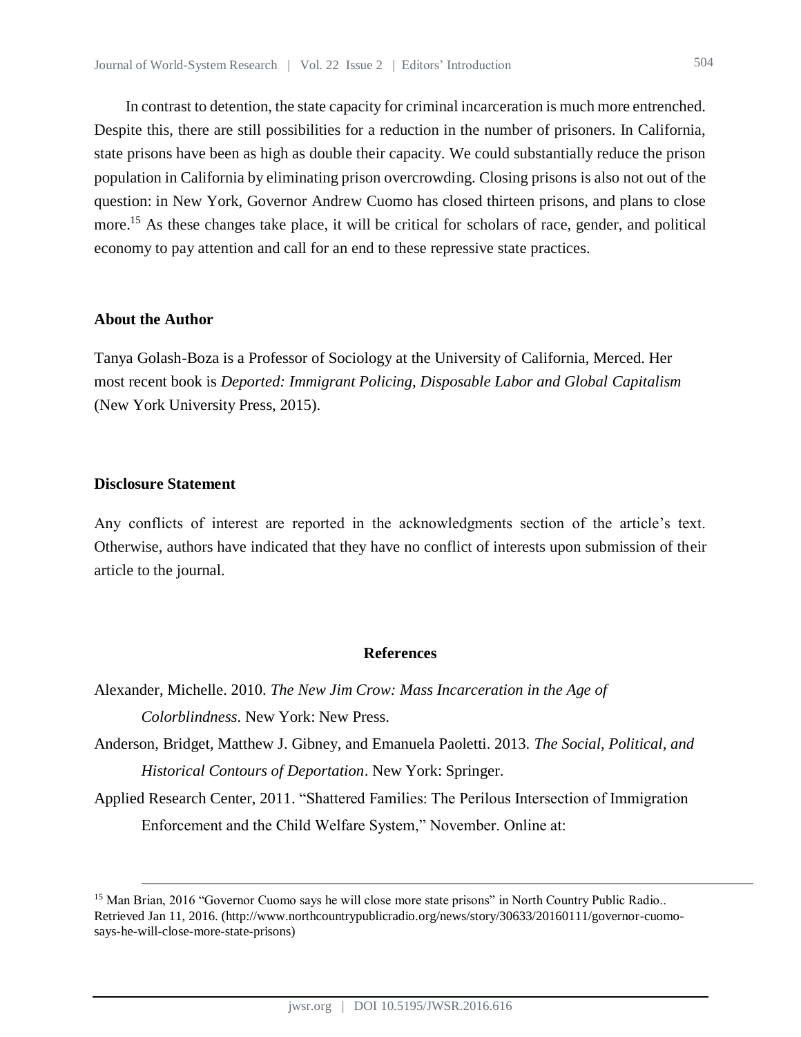In contrast to detention, the state capacity for criminal incarceration is much more entrenched. Despite this, there are still possibilities for a reduction in the number of prisoners. In California, state prisons have been as high as double their capacity. We could substantially reduce the prison population in California by eliminating prison overcrowding. Closing prisons is also not out of the question: in New York, Governor Andrew Cuomo has closed thirteen prisons, and plans to close more.[15] As these changes take place, it will be critical for scholars of race, gender, and political economy to pay attention and call for an end to these repressive state practices.

### About the Author

Tanya Golash-Boza is a Professor of Sociology at the University of California, Merced. Her most recent book is *Deported: Immigrant Policing, Disposable Labor and Global Capitalism* (New York University Press, 2015).

### Disclosure Statement

Any conflicts of interest are reported in the acknowledgments section of the article's text. Otherwise, authors have indicated that they have no conflict of interests upon submission of their article to the journal.

## References

Alexander, Michelle. 2010. *The New Jim Crow: Mass Incarceration in the Age of Colorblindness*. New York: New Press.

Anderson, Bridget, Matthew J. Gibney, and Emanuela Paoletti. 2013. *The Social, Political, and Historical Contours of Deportation*. New York: Springer.

Applied Research Center, 2011. "Shattered Families: The Perilous Intersection of Immigration Enforcement and the Child Welfare System," November. Online at:

---

[15] Man Brian, 2016 "Governor Cuomo says he will close more state prisons" in North Country Public Radio.. Retrieved Jan 11, 2016. (http://www.northcountrypublicradio.org/news/story/30633/20160111/governor-cuomo-says-he-will-close-more-state-prisons)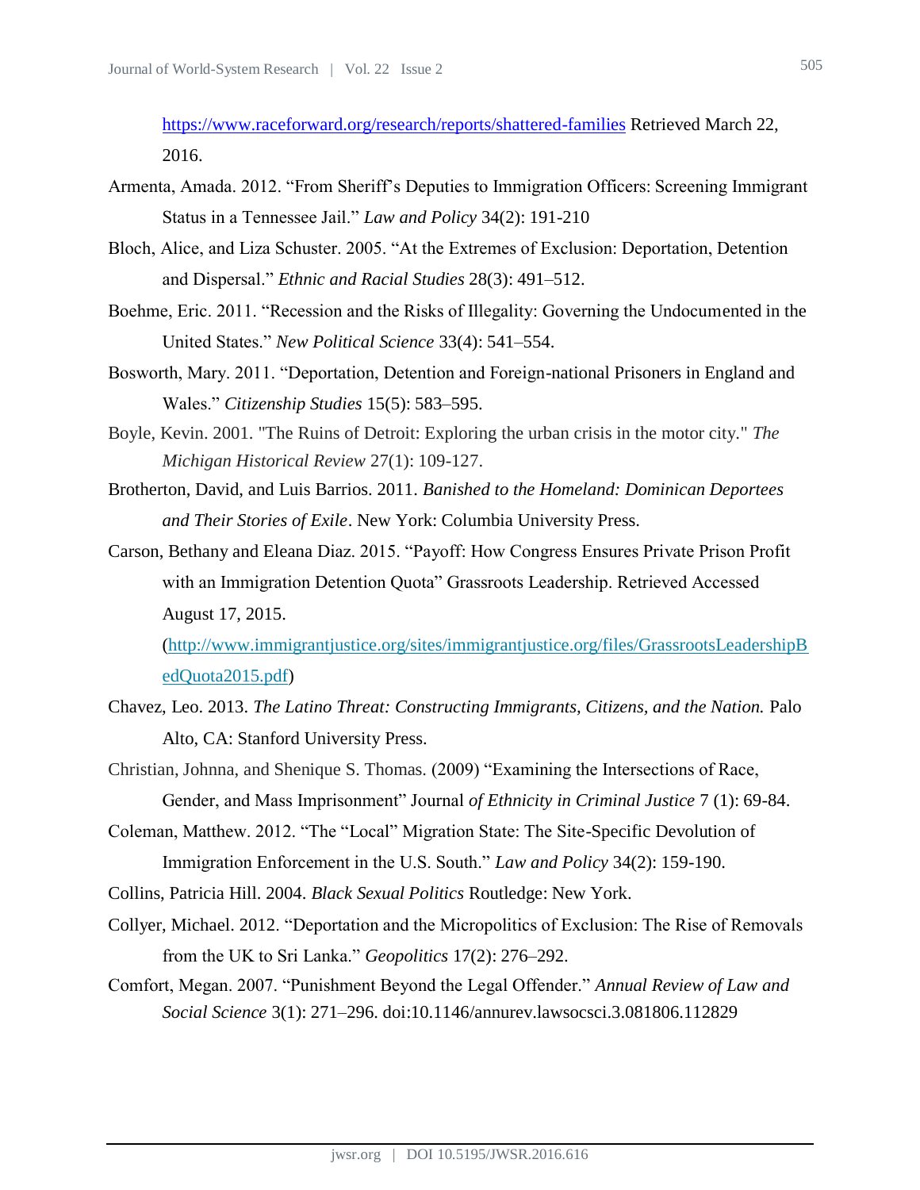https://www.raceforward.org/research/reports/shattered-families Retrieved March 22, 2016.

Armenta, Amada. 2012. "From Sheriff's Deputies to Immigration Officers: Screening Immigrant Status in a Tennessee Jail." *Law and Policy* 34(2): 191-210

Bloch, Alice, and Liza Schuster. 2005. "At the Extremes of Exclusion: Deportation, Detention and Dispersal." *Ethnic and Racial Studies* 28(3): 491–512.

Boehme, Eric. 2011. "Recession and the Risks of Illegality: Governing the Undocumented in the United States." *New Political Science* 33(4): 541–554.

Bosworth, Mary. 2011. "Deportation, Detention and Foreign-national Prisoners in England and Wales." *Citizenship Studies* 15(5): 583–595.

Boyle, Kevin. 2001. "The Ruins of Detroit: Exploring the urban crisis in the motor city." *The Michigan Historical Review* 27(1): 109-127.

Brotherton, David, and Luis Barrios. 2011. *Banished to the Homeland: Dominican Deportees and Their Stories of Exile*. New York: Columbia University Press.

Carson, Bethany and Eleana Diaz. 2015. "Payoff: How Congress Ensures Private Prison Profit with an Immigration Detention Quota" Grassroots Leadership. Retrieved Accessed August 17, 2015. (http://www.immigrantjustice.org/sites/immigrantjustice.org/files/GrassrootsLeadershipBedQuota2015.pdf)

Chavez, Leo. 2013. *The Latino Threat: Constructing Immigrants, Citizens, and the Nation.* Palo Alto, CA: Stanford University Press.

Christian, Johnna, and Shenique S. Thomas. (2009) "Examining the Intersections of Race, Gender, and Mass Imprisonment" Journal *of Ethnicity in Criminal Justice* 7 (1): 69-84.

Coleman, Matthew. 2012. "The "Local" Migration State: The Site-Specific Devolution of Immigration Enforcement in the U.S. South." *Law and Policy* 34(2): 159-190.

Collins, Patricia Hill. 2004. *Black Sexual Politics* Routledge: New York.

Collyer, Michael. 2012. "Deportation and the Micropolitics of Exclusion: The Rise of Removals from the UK to Sri Lanka." *Geopolitics* 17(2): 276–292.

Comfort, Megan. 2007. "Punishment Beyond the Legal Offender." *Annual Review of Law and Social Science* 3(1): 271–296. doi:10.1146/annurev.lawsocsci.3.081806.112829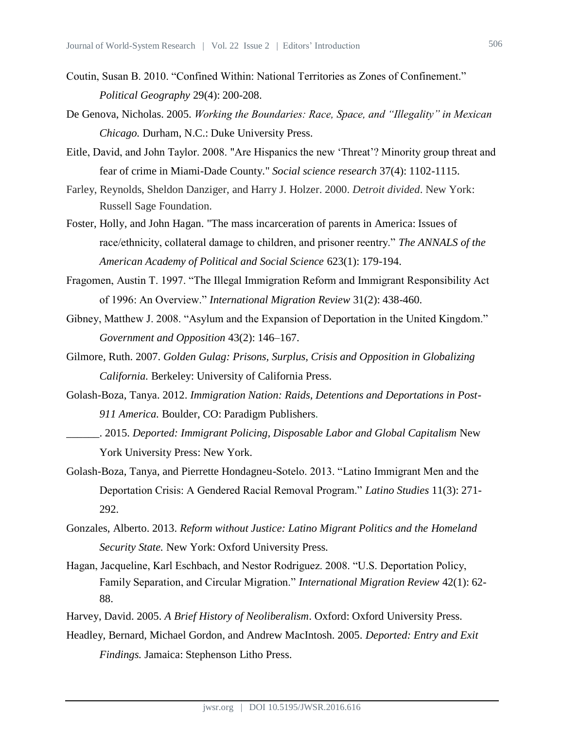Coutin, Susan B. 2010. "Confined Within: National Territories as Zones of Confinement." *Political Geography* 29(4): 200-208.

De Genova, Nicholas. 2005. *Working the Boundaries: Race, Space, and "Illegality" in Mexican Chicago.* Durham, N.C.: Duke University Press.

Eitle, David, and John Taylor. 2008. "Are Hispanics the new 'Threat'? Minority group threat and fear of crime in Miami-Dade County." *Social science research* 37(4): 1102-1115.

Farley, Reynolds, Sheldon Danziger, and Harry J. Holzer. 2000. *Detroit divided*. New York: Russell Sage Foundation.

Foster, Holly, and John Hagan. "The mass incarceration of parents in America: Issues of race/ethnicity, collateral damage to children, and prisoner reentry." *The ANNALS of the American Academy of Political and Social Science* 623(1): 179-194.

Fragomen, Austin T. 1997. "The Illegal Immigration Reform and Immigrant Responsibility Act of 1996: An Overview." *International Migration Review* 31(2): 438-460.

Gibney, Matthew J. 2008. "Asylum and the Expansion of Deportation in the United Kingdom." *Government and Opposition* 43(2): 146–167.

Gilmore, Ruth. 2007. *Golden Gulag: Prisons, Surplus, Crisis and Opposition in Globalizing California.* Berkeley: University of California Press.

Golash-Boza, Tanya. 2012. *Immigration Nation: Raids, Detentions and Deportations in Post-911 America.* Boulder, CO: Paradigm Publishers.

______. 2015. *Deported: Immigrant Policing, Disposable Labor and Global Capitalism* New York University Press: New York.

Golash-Boza, Tanya, and Pierrette Hondagneu-Sotelo. 2013. "Latino Immigrant Men and the Deportation Crisis: A Gendered Racial Removal Program." *Latino Studies* 11(3): 271-292.

Gonzales, Alberto. 2013. *Reform without Justice: Latino Migrant Politics and the Homeland Security State.* New York: Oxford University Press.

Hagan, Jacqueline, Karl Eschbach, and Nestor Rodriguez. 2008. "U.S. Deportation Policy, Family Separation, and Circular Migration." *International Migration Review* 42(1): 62-88.

Harvey, David. 2005. *A Brief History of Neoliberalism*. Oxford: Oxford University Press.

Headley, Bernard, Michael Gordon, and Andrew MacIntosh. 2005. *Deported: Entry and Exit Findings.* Jamaica: Stephenson Litho Press.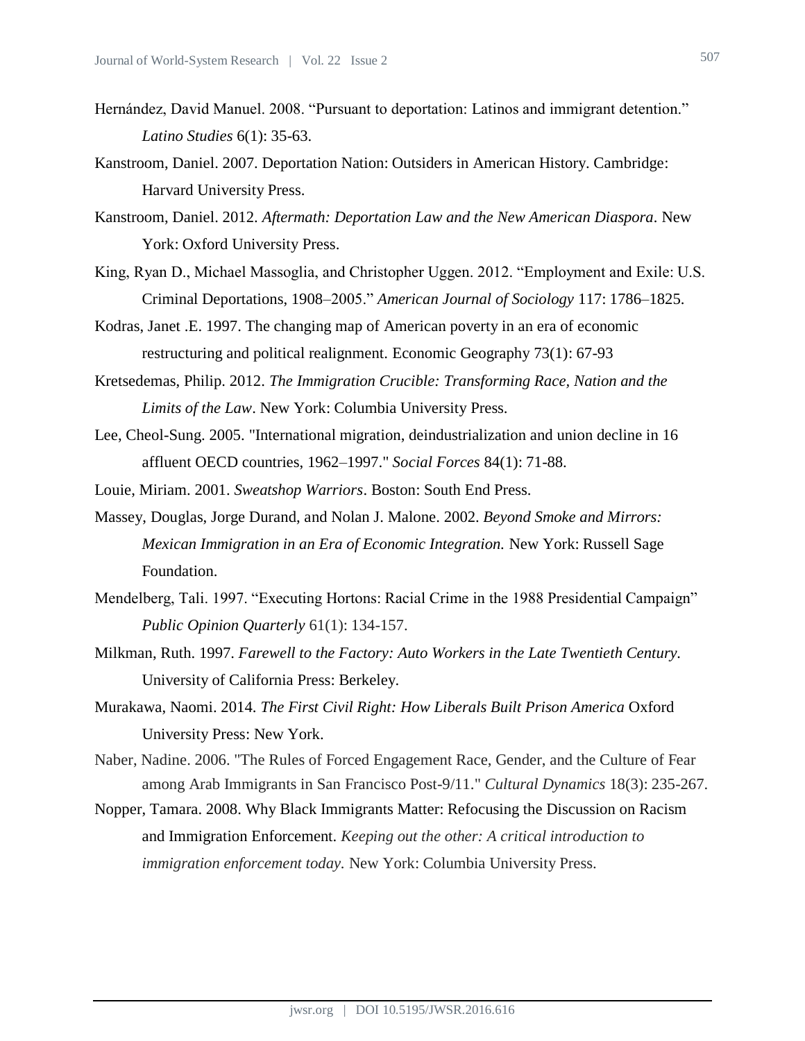Hernández, David Manuel. 2008. "Pursuant to deportation: Latinos and immigrant detention." *Latino Studies* 6(1): 35-63.

Kanstroom, Daniel. 2007. Deportation Nation: Outsiders in American History. Cambridge: Harvard University Press.

Kanstroom, Daniel. 2012. *Aftermath: Deportation Law and the New American Diaspora*. New York: Oxford University Press.

King, Ryan D., Michael Massoglia, and Christopher Uggen. 2012. "Employment and Exile: U.S. Criminal Deportations, 1908–2005." *American Journal of Sociology* 117: 1786–1825.

Kodras, Janet .E. 1997. The changing map of American poverty in an era of economic restructuring and political realignment. Economic Geography 73(1): 67-93

Kretsedemas, Philip. 2012. *The Immigration Crucible: Transforming Race, Nation and the Limits of the Law*. New York: Columbia University Press.

Lee, Cheol-Sung. 2005. "International migration, deindustrialization and union decline in 16 affluent OECD countries, 1962–1997." *Social Forces* 84(1): 71-88.

Louie, Miriam. 2001. *Sweatshop Warriors*. Boston: South End Press.

Massey, Douglas, Jorge Durand, and Nolan J. Malone. 2002. *Beyond Smoke and Mirrors: Mexican Immigration in an Era of Economic Integration.* New York: Russell Sage Foundation.

Mendelberg, Tali. 1997. "Executing Hortons: Racial Crime in the 1988 Presidential Campaign" *Public Opinion Quarterly* 61(1): 134-157.

Milkman, Ruth. 1997. *Farewell to the Factory: Auto Workers in the Late Twentieth Century.* University of California Press: Berkeley.

Murakawa, Naomi. 2014. *The First Civil Right: How Liberals Built Prison America* Oxford University Press: New York.

Naber, Nadine. 2006. "The Rules of Forced Engagement Race, Gender, and the Culture of Fear among Arab Immigrants in San Francisco Post-9/11." *Cultural Dynamics* 18(3): 235-267.

Nopper, Tamara. 2008. Why Black Immigrants Matter: Refocusing the Discussion on Racism and Immigration Enforcement. *Keeping out the other: A critical introduction to immigration enforcement today.* New York: Columbia University Press.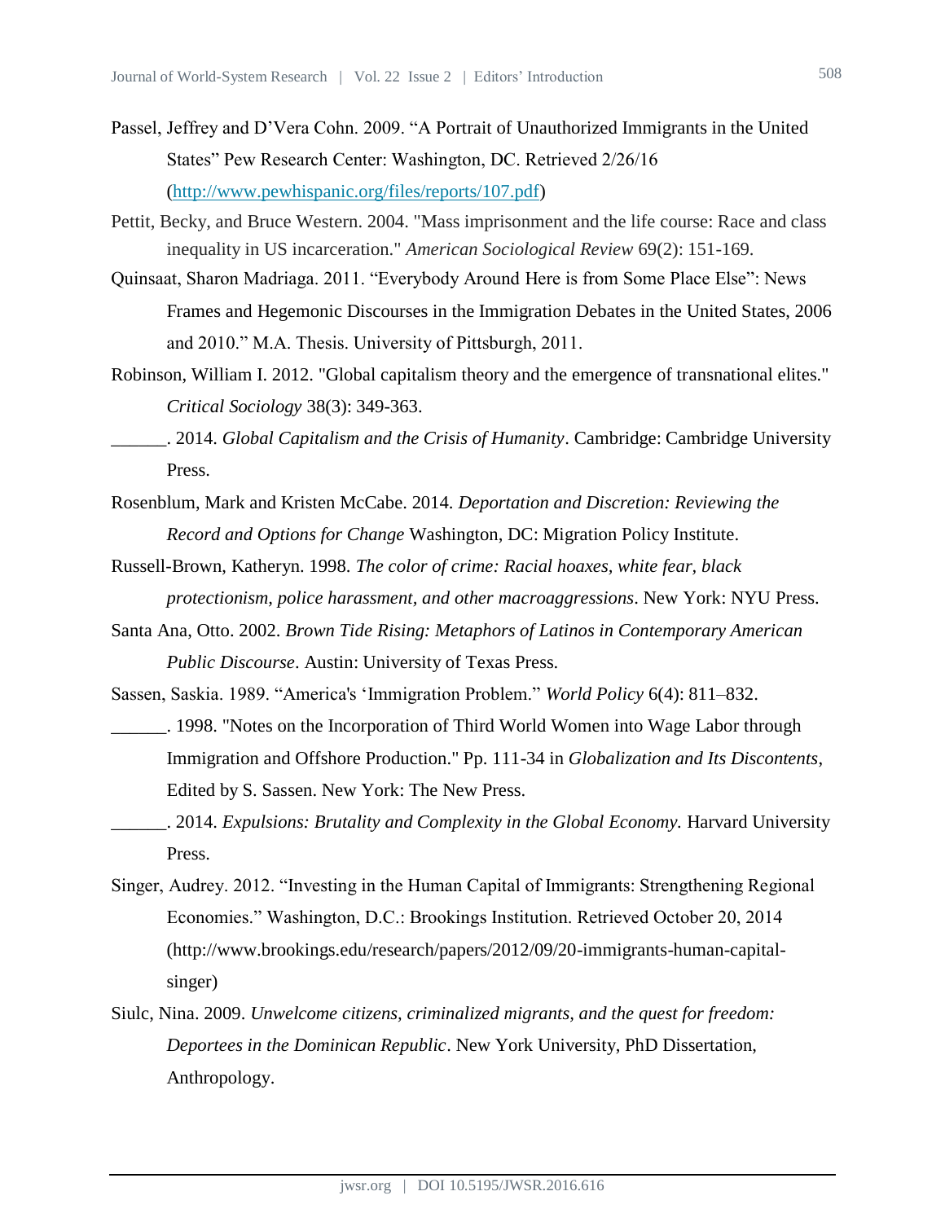Passel, Jeffrey and D'Vera Cohn. 2009. "A Portrait of Unauthorized Immigrants in the United States" Pew Research Center: Washington, DC. Retrieved 2/26/16 (http://www.pewhispanic.org/files/reports/107.pdf)

Pettit, Becky, and Bruce Western. 2004. "Mass imprisonment and the life course: Race and class inequality in US incarceration." *American Sociological Review* 69(2): 151-169.

Quinsaat, Sharon Madriaga. 2011. "Everybody Around Here is from Some Place Else": News Frames and Hegemonic Discourses in the Immigration Debates in the United States, 2006 and 2010." M.A. Thesis. University of Pittsburgh, 2011.

Robinson, William I. 2012. "Global capitalism theory and the emergence of transnational elites." *Critical Sociology* 38(3): 349-363.

______. 2014. *Global Capitalism and the Crisis of Humanity*. Cambridge: Cambridge University Press.

Rosenblum, Mark and Kristen McCabe. 2014. *Deportation and Discretion: Reviewing the Record and Options for Change* Washington, DC: Migration Policy Institute.

Russell-Brown, Katheryn. 1998. *The color of crime: Racial hoaxes, white fear, black protectionism, police harassment, and other macroaggressions*. New York: NYU Press.

Santa Ana, Otto. 2002. *Brown Tide Rising: Metaphors of Latinos in Contemporary American Public Discourse*. Austin: University of Texas Press.

Sassen, Saskia. 1989. "America's 'Immigration Problem." *World Policy* 6(4): 811–832.

______. 1998. "Notes on the Incorporation of Third World Women into Wage Labor through Immigration and Offshore Production." Pp. 111-34 in *Globalization and Its Discontents*, Edited by S. Sassen. New York: The New Press.

______. 2014. *Expulsions: Brutality and Complexity in the Global Economy.* Harvard University Press.

Singer, Audrey. 2012. "Investing in the Human Capital of Immigrants: Strengthening Regional Economies." Washington, D.C.: Brookings Institution. Retrieved October 20, 2014 (http://www.brookings.edu/research/papers/2012/09/20-immigrants-human-capital-singer)

Siulc, Nina. 2009. *Unwelcome citizens, criminalized migrants, and the quest for freedom: Deportees in the Dominican Republic*. New York University, PhD Dissertation, Anthropology.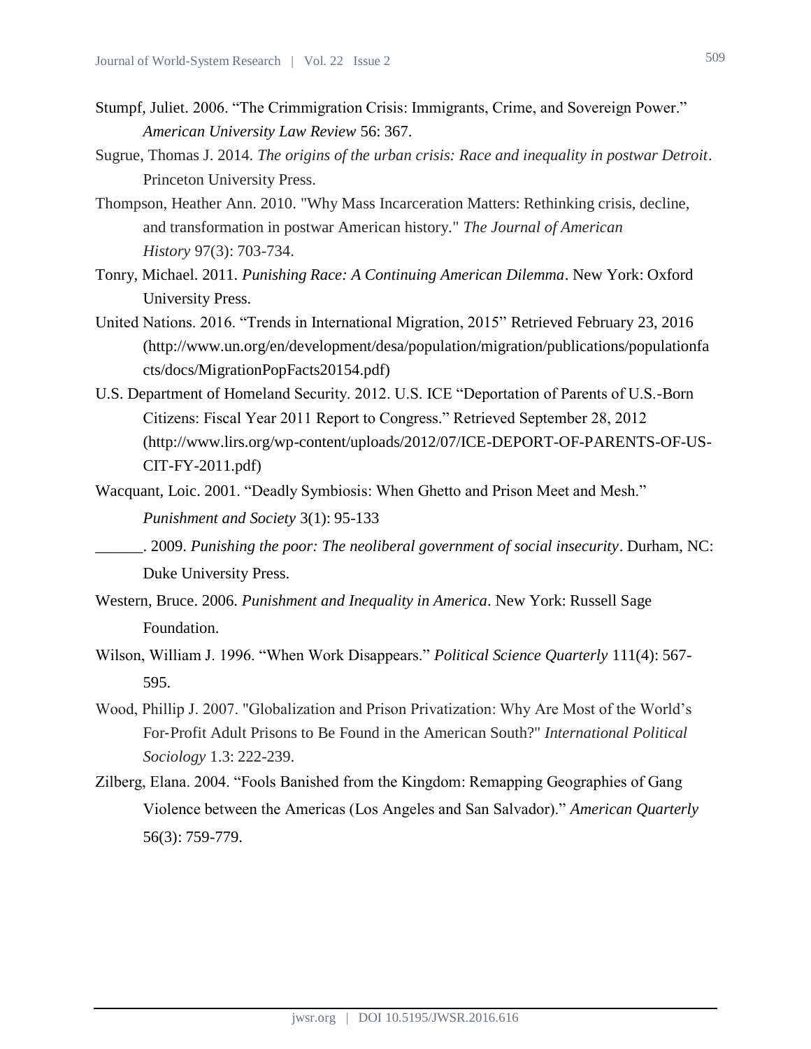Stumpf, Juliet. 2006. "The Crimmigration Crisis: Immigrants, Crime, and Sovereign Power." *American University Law Review* 56: 367.

Sugrue, Thomas J. 2014. *The origins of the urban crisis: Race and inequality in postwar Detroit*. Princeton University Press.

Thompson, Heather Ann. 2010. "Why Mass Incarceration Matters: Rethinking crisis, decline, and transformation in postwar American history." *The Journal of American History* 97(3): 703-734.

Tonry, Michael. 2011. *Punishing Race: A Continuing American Dilemma*. New York: Oxford University Press.

United Nations. 2016. "Trends in International Migration, 2015" Retrieved February 23, 2016 (http://www.un.org/en/development/desa/population/migration/publications/populationfacts/docs/MigrationPopFacts20154.pdf)

U.S. Department of Homeland Security. 2012. U.S. ICE "Deportation of Parents of U.S.-Born Citizens: Fiscal Year 2011 Report to Congress." Retrieved September 28, 2012 (http://www.lirs.org/wp-content/uploads/2012/07/ICE-DEPORT-OF-PARENTS-OF-US-CIT-FY-2011.pdf)

Wacquant, Loic. 2001. "Deadly Symbiosis: When Ghetto and Prison Meet and Mesh." *Punishment and Society* 3(1): 95-133

______. 2009. *Punishing the poor: The neoliberal government of social insecurity*. Durham, NC: Duke University Press.

Western, Bruce. 2006. *Punishment and Inequality in America*. New York: Russell Sage Foundation.

Wilson, William J. 1996. "When Work Disappears." *Political Science Quarterly* 111(4): 567-595.

Wood, Phillip J. 2007. "Globalization and Prison Privatization: Why Are Most of the World's For-Profit Adult Prisons to Be Found in the American South?" *International Political Sociology* 1.3: 222-239.

Zilberg, Elana. 2004. "Fools Banished from the Kingdom: Remapping Geographies of Gang Violence between the Americas (Los Angeles and San Salvador)." *American Quarterly* 56(3): 759-779.